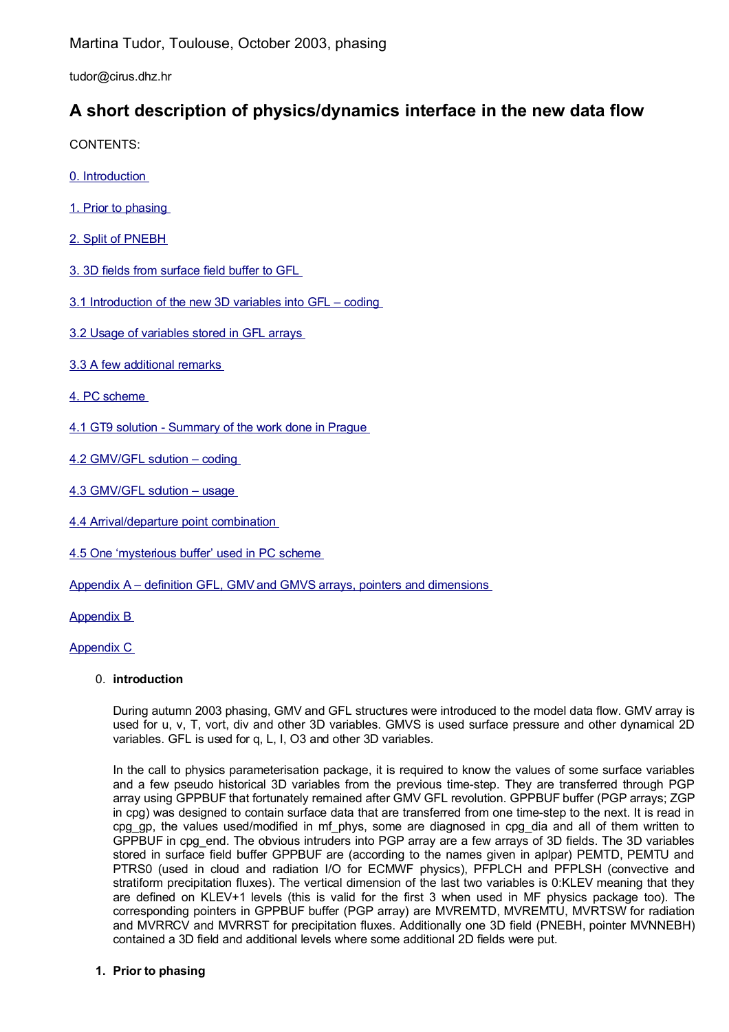Martina Tudor, Toulouse, October 2003, phasing

tudor@cirus.dhz.hr

# A short description of physics/dynamics interface in the new data flow

CONTENTS:

0. Introduction

1. Prior to phasing

2. Split of PNEBH

3. 3D fields from surface field buffer to GFL

3.1 Introduction of the new 3D variables into GFL – coding

3.2 Usage of variables stored in GFL arrays

3.3 A few additional remarks

4. PC scheme

4.1 GT9 solution - Summary of the work done in Prague

4.2 GMV/GFL solution – coding

4.3 GMV/GFL solution – usage

4.4 Arrival/departure point combination

4.5 One 'mysterious buffer' used in PC scheme

Appendix A – definition GFL, GMV and GMVS arrays, pointers and dimensions

Appendix B

Appendix C

## 0. introduction

During autumn 2003 phasing, GMV and GFL structures were introduced to the model data flow. GMV array is used for u, v, T, vort, div and other 3D variables. GMVS is used surface pressure and other dynamical 2D variables. GFL is used for q, L, I, O3 and other 3D variables.

In the call to physics parameterisation package, it is required to know the values of some surface variables and a few pseudo historical 3D variables from the previous time-step. They are transferred through PGP array using GPPBUF that fortunately remained after GMV GFL revolution. GPPBUF buffer (PGP arrays; ZGP in cpg) was designed to contain surface data that are transferred from one time-step to the next. It is read in cpg_gp, the values used/modified in mf_phys, some are diagnosed in cpg_dia and all of them written to GPPBUF in cpg_end. The obvious intruders into PGP array are a few arrays of 3D fields. The 3D variables stored in surface field buffer GPPBUF are (according to the names given in aplpar) PEMTD, PEMTU and PTRS0 (used in cloud and radiation I/O for ECMWF physics), PFPLCH and PFPLSH (convective and stratiform precipitation fluxes). The vertical dimension of the last two variables is 0:KLEV meaning that they are defined on KLEV+1 levels (this is valid for the first 3 when used in MF physics package too). The corresponding pointers in GPPBUF buffer (PGP array) are MVREMTD, MVREMTU, MVRTSW for radiation and MVRRCV and MVRRST for precipitation fluxes. Additionally one 3D field (PNEBH, pointer MVNNEBH) contained a 3D field and additional levels where some additional 2D fields were put.

## 1. Prior to phasing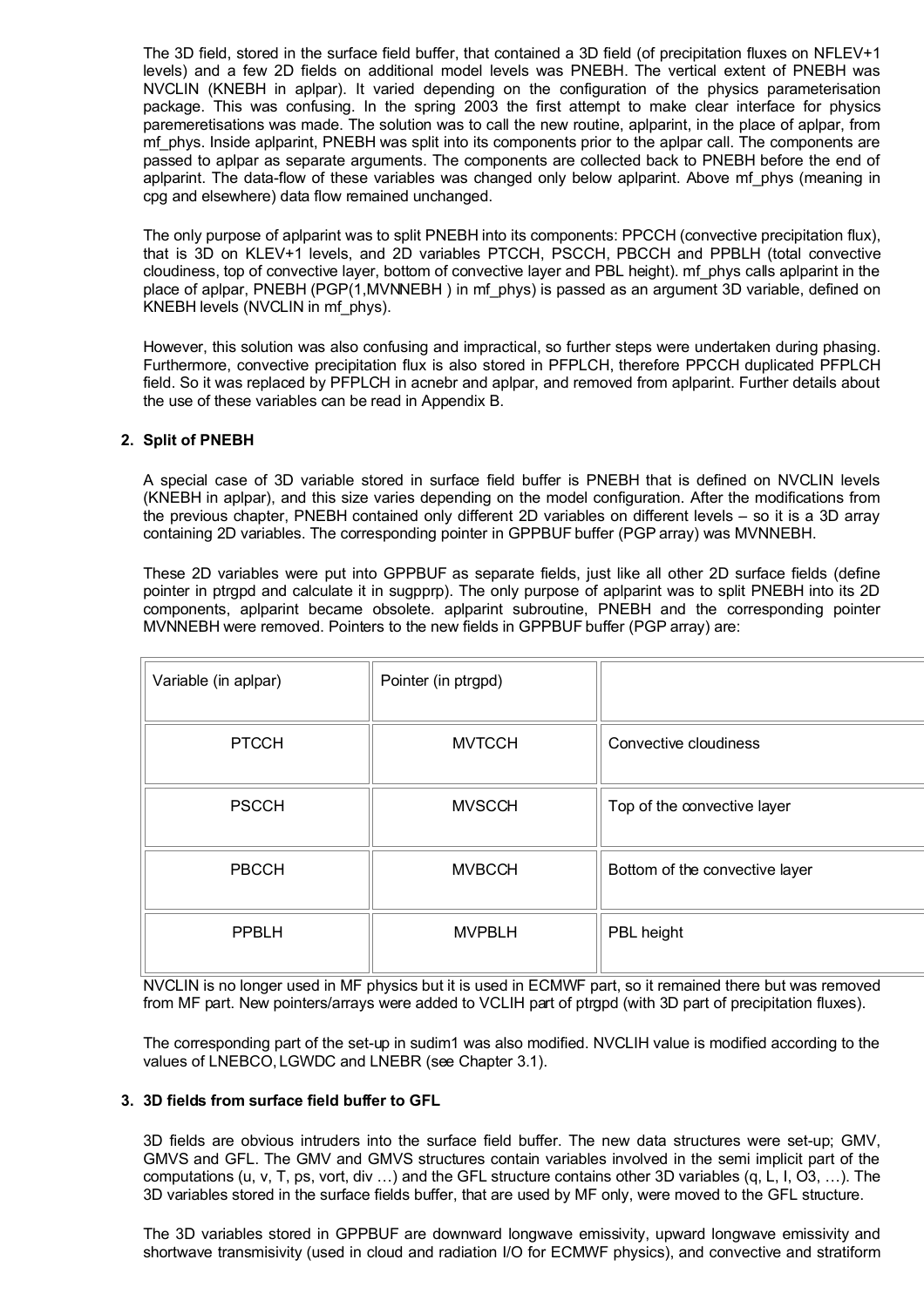The 3D field, stored in the surface field buffer, that contained a 3D field (of precipitation fluxes on NFLEV+1 levels) and a few 2D fields on additional model levels was PNEBH. The vertical extent of PNEBH was NVCLIN (KNEBH in aplpar). It varied depending on the configuration of the physics parameterisation package. This was confusing. In the spring 2003 the first attempt to make clear interface for physics paremeretisations was made. The solution was to call the new routine, aplparint, in the place of aplpar, from mf_phys. Inside aplparint, PNEBH was split into its components prior to the aplpar call. The components are passed to aplpar as separate arguments. The components are collected back to PNEBH before the end of aplparint. The data-flow of these variables was changed only below aplparint. Above mf_phys (meaning in cpg and elsewhere) data flow remained unchanged.

The only purpose of aplparint was to split PNEBH into its components: PPCCH (convective precipitation flux), that is 3D on KLEV+1 levels, and 2D variables PTCCH, PSCCH, PBCCH and PPBLH (total convective cloudiness, top of convective layer, bottom of convective layer and PBL height). mf_phys calls aplparint in the place of aplpar, PNEBH (PGP(1,MVNNEBH ) in mf_phys) is passed as an argument 3D variable, defined on KNEBH levels (NVCLIN in mf_phys).

However, this solution was also confusing and impractical, so further steps were undertaken during phasing. Furthermore, convective precipitation flux is also stored in PFPLCH, therefore PPCCH duplicated PFPLCH field. So it was replaced by PFPLCH in acnebr and aplpar, and removed from aplparint. Further details about the use of these variables can be read in Appendix B.

## 2. Split of PNEBH

A special case of 3D variable stored in surface field buffer is PNEBH that is defined on NVCLIN levels (KNEBH in aplpar), and this size varies depending on the model configuration. After the modifications from the previous chapter, PNEBH contained only different 2D variables on different levels – so it is a 3D array containing 2D variables. The corresponding pointer in GPPBUF buffer (PGP array) was MVNNEBH.

These 2D variables were put into GPPBUF as separate fields, just like all other 2D surface fields (define pointer in ptrgpd and calculate it in sugpprp). The only purpose of aplparint was to split PNEBH into its 2D components, aplparint became obsolete. aplparint subroutine, PNEBH and the corresponding pointer MVNNEBH were removed. Pointers to the new fields in GPPBUF buffer (PGP array) are:

| Variable (in aplpar) | Pointer (in ptrgpd) | |
|---|---|---|
| PTCCH | MVTCCH | Convective cloudiness |
| PSCCH | MVSCCH | Top of the convective layer |
| PBCCH | MVBCCH | Bottom of the convective layer |
| PPBLH | MVPBLH | PBL height |

NVCLIN is no longer used in MF physics but it is used in ECMWF part, so it remained there but was removed from MF part. New pointers/arrays were added to VCLIH part of ptrgpd (with 3D part of precipitation fluxes).

The corresponding part of the set-up in sudim1 was also modified. NVCLIH value is modified according to the values of LNEBCO, LGWDC and LNEBR (see Chapter 3.1).

## 3. 3D fields from surface field buffer to GFL

3D fields are obvious intruders into the surface field buffer. The new data structures were set-up; GMV, GMVS and GFL. The GMV and GMVS structures contain variables involved in the semi implicit part of the computations (u, v, T, ps, vort, div …) and the GFL structure contains other 3D variables (q, L, I, O3, …). The 3D variables stored in the surface fields buffer, that are used by MF only, were moved to the GFL structure.

The 3D variables stored in GPPBUF are downward longwave emissivity, upward longwave emissivity and shortwave transmisivity (used in cloud and radiation I/O for ECMWF physics), and convective and stratiform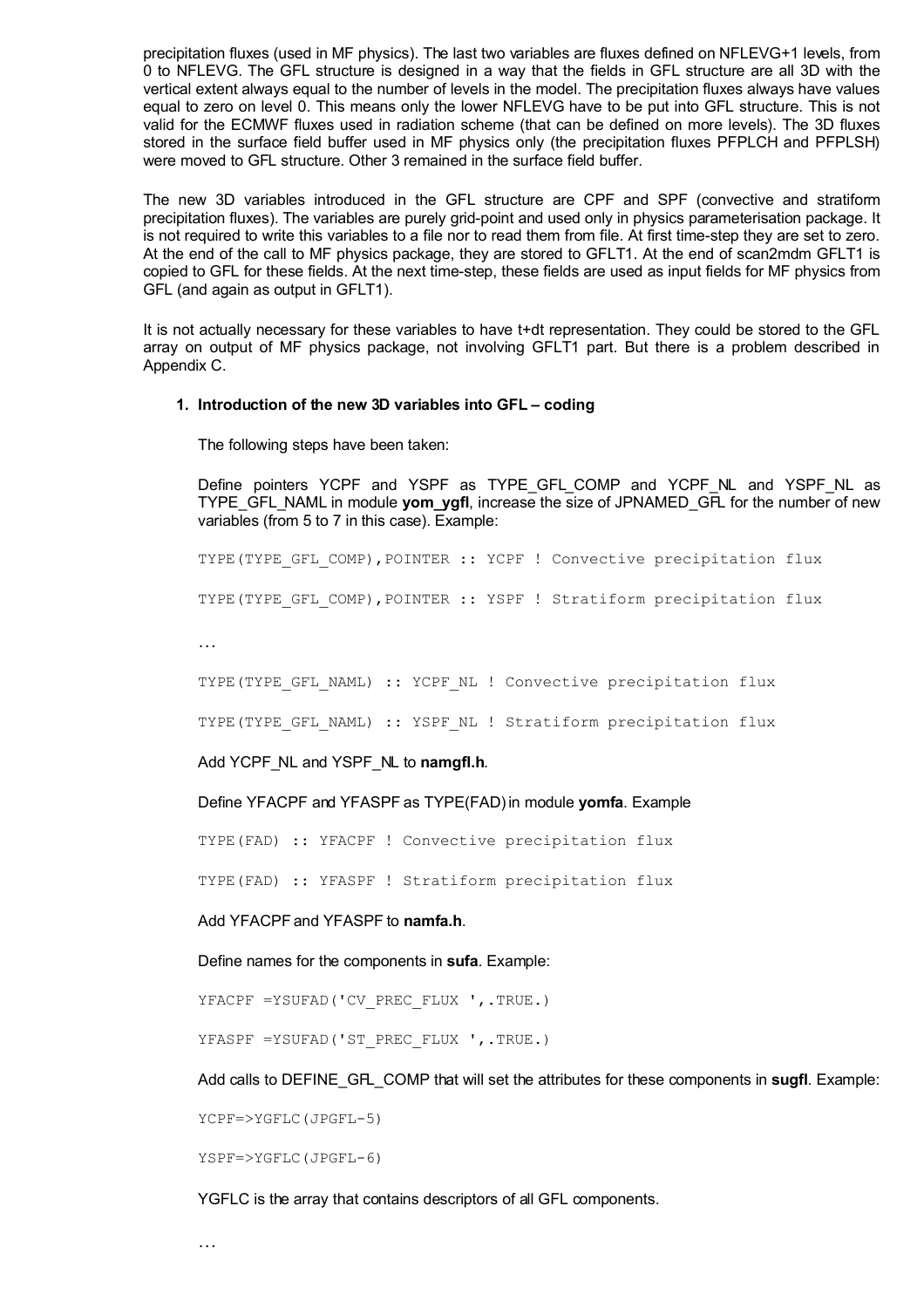precipitation fluxes (used in MF physics). The last two variables are fluxes defined on NFLEVG+1 levels, from 0 to NFLEVG. The GFL structure is designed in a way that the fields in GFL structure are all 3D with the vertical extent always equal to the number of levels in the model. The precipitation fluxes always have values equal to zero on level 0. This means only the lower NFLEVG have to be put into GFL structure. This is not valid for the ECMWF fluxes used in radiation scheme (that can be defined on more levels). The 3D fluxes stored in the surface field buffer used in MF physics only (the precipitation fluxes PFPLCH and PFPLSH) were moved to GFL structure. Other 3 remained in the surface field buffer.

The new 3D variables introduced in the GFL structure are CPF and SPF (convective and stratiform precipitation fluxes). The variables are purely grid-point and used only in physics parameterisation package. It is not required to write this variables to a file nor to read them from file. At first time-step they are set to zero. At the end of the call to MF physics package, they are stored to GFLT1. At the end of scan2mdm GFLT1 is copied to GFL for these fields. At the next time-step, these fields are used as input fields for MF physics from GFL (and again as output in GFLT1).

It is not actually necessary for these variables to have t+dt representation. They could be stored to the GFL array on output of MF physics package, not involving GFLT1 part. But there is a problem described in Appendix C.

1. **Introduction of the new 3D variables into GFL – coding**

The following steps have been taken:

Define pointers YCPF and YSPF as TYPE_GFL_COMP and YCPF_NL and YSPF_NL as TYPE_GFL_NAML in module **yom_ygfl**, increase the size of JPNAMED_GFL for the number of new variables (from 5 to 7 in this case). Example:

```
TYPE(TYPE_GFL_COMP),POINTER :: YCPF ! Convective precipitation flux

TYPE(TYPE_GFL_COMP),POINTER :: YSPF ! Stratiform precipitation flux

…

TYPE(TYPE_GFL_NAML) :: YCPF_NL ! Convective precipitation flux

TYPE(TYPE_GFL_NAML) :: YSPF_NL ! Stratiform precipitation flux
```

Add YCPF_NL and YSPF_NL to **namgfl.h**.

Define YFACPF and YFASPF as TYPE(FAD) in module **yomfa**. Example

```
TYPE(FAD) :: YFACPF ! Convective precipitation flux

TYPE(FAD) :: YFASPF ! Stratiform precipitation flux
```

Add YFACPF and YFASPF to **namfa.h**.

Define names for the components in **sufa**. Example:

```
YFACPF =YSUFAD('CV_PREC_FLUX ',.TRUE.)

YFASPF =YSUFAD('ST_PREC_FLUX ',.TRUE.)
```

Add calls to DEFINE_GFL_COMP that will set the attributes for these components in **sugfl**. Example:

```
YCPF=>YGFLC(JPGFL-5)

YSPF=>YGFLC(JPGFL-6)
```

YGFLC is the array that contains descriptors of all GFL components.

…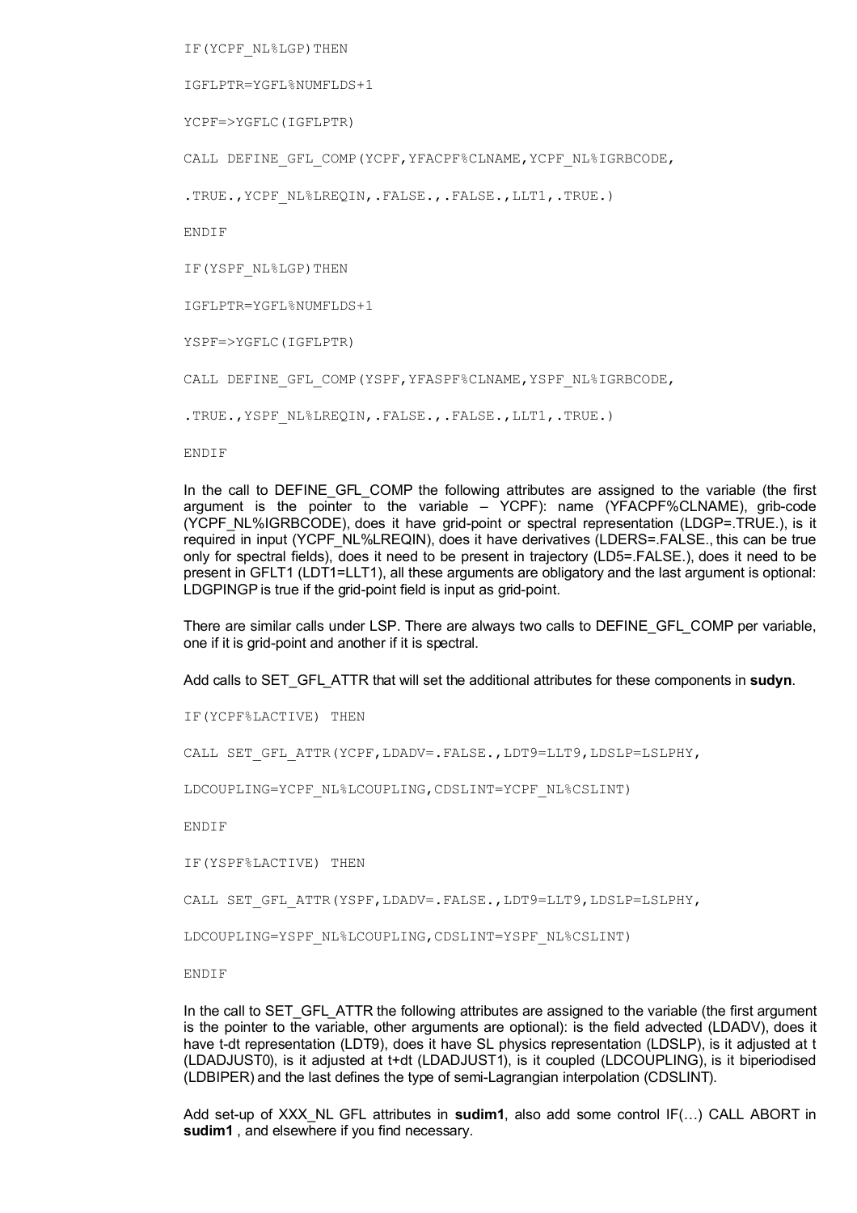```
IF(YCPF_NL%LGP)THEN

IGFLPTR=YGFL%NUMFLDS+1

YCPF=>YGFLC(IGFLPTR)

CALL DEFINE_GFL_COMP(YCPF,YFACPF%CLNAME,YCPF_NL%IGRBCODE,

.TRUE.,YCPF_NL%LREQIN,.FALSE.,.FALSE.,LLT1,.TRUE.)

ENDIF

IF(YSPF_NL%LGP)THEN

IGFLPTR=YGFL%NUMFLDS+1

YSPF=>YGFLC(IGFLPTR)

CALL DEFINE_GFL_COMP(YSPF,YFASPF%CLNAME,YSPF_NL%IGRBCODE,

.TRUE.,YSPF_NL%LREQIN,.FALSE.,.FALSE.,LLT1,.TRUE.)

ENDIF
```

In the call to DEFINE_GFL_COMP the following attributes are assigned to the variable (the first argument is the pointer to the variable – YCPF): name (YFACPF%CLNAME), grib-code (YCPF_NL%IGRBCODE), does it have grid-point or spectral representation (LDGP=.TRUE.), is it required in input (YCPF_NL%LREQIN), does it have derivatives (LDERS=.FALSE., this can be true only for spectral fields), does it need to be present in trajectory (LD5=.FALSE.), does it need to be present in GFLT1 (LDT1=LLT1), all these arguments are obligatory and the last argument is optional: LDGPINGP is true if the grid-point field is input as grid-point.

There are similar calls under LSP. There are always two calls to DEFINE_GFL_COMP per variable, one if it is grid-point and another if it is spectral.

Add calls to SET_GFL_ATTR that will set the additional attributes for these components in **sudyn**.

```
IF(YCPF%LACTIVE) THEN

CALL SET_GFL_ATTR(YCPF,LDADV=.FALSE.,LDT9=LLT9,LDSLP=LSLPHY,

LDCOUPLING=YCPF_NL%LCOUPLING,CDSLINT=YCPF_NL%CSLINT)

ENDIF

IF(YSPF%LACTIVE) THEN

CALL SET_GFL_ATTR(YSPF,LDADV=.FALSE.,LDT9=LLT9,LDSLP=LSLPHY,

LDCOUPLING=YSPF_NL%LCOUPLING,CDSLINT=YSPF_NL%CSLINT)

ENDIF
```

In the call to SET_GFL_ATTR the following attributes are assigned to the variable (the first argument is the pointer to the variable, other arguments are optional): is the field advected (LDADV), does it have t-dt representation (LDT9), does it have SL physics representation (LDSLP), is it adjusted at t (LDADJUST0), is it adjusted at t+dt (LDADJUST1), is it coupled (LDCOUPLING), is it biperiodised (LDBIPER) and the last defines the type of semi-Lagrangian interpolation (CDSLINT).

Add set-up of XXX_NL GFL attributes in **sudim1**, also add some control IF(…) CALL ABORT in **sudim1** , and elsewhere if you find necessary.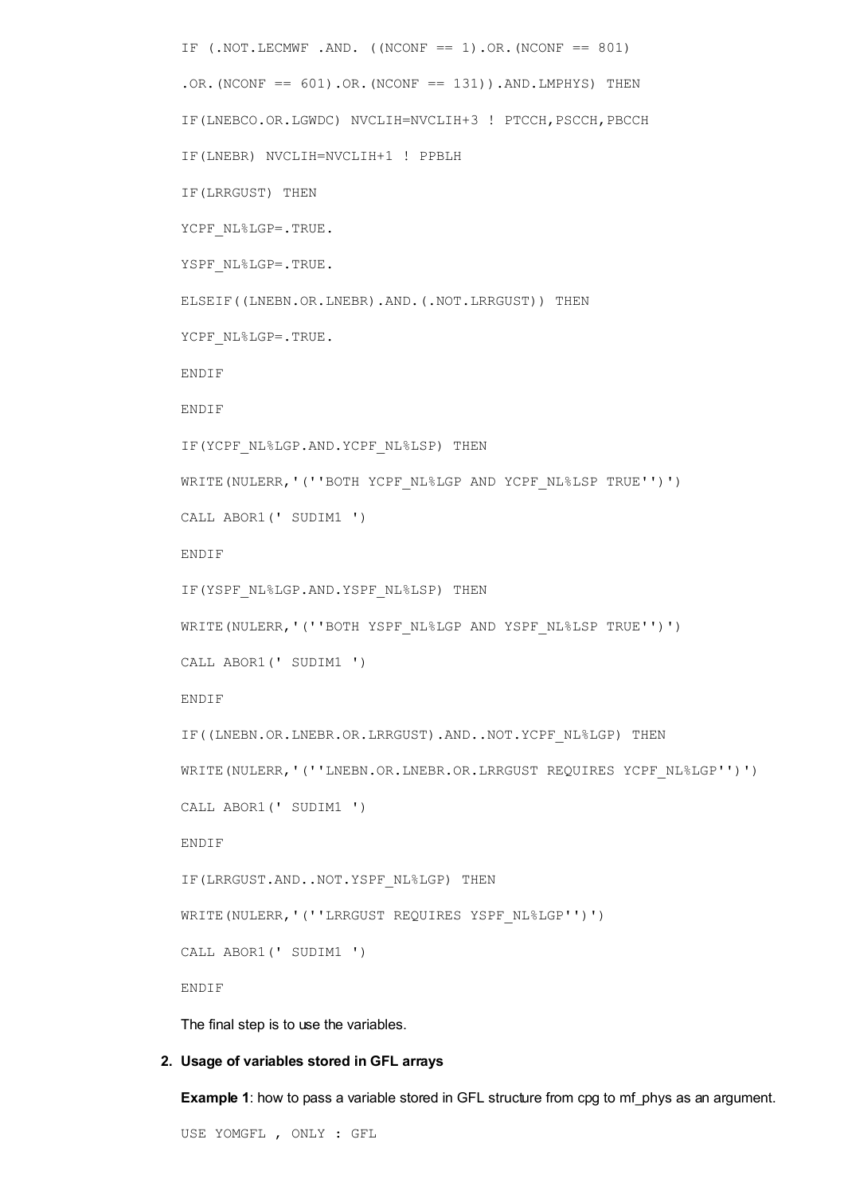```
IF (.NOT.LECMWF .AND. ((NCONF == 1).OR.(NCONF == 801)
.OR.(NCONF == 601).OR.(NCONF == 131)).AND.LMPHYS) THEN
IF(LNEBCO.OR.LGWDC) NVCLIH=NVCLIH+3 ! PTCCH,PSCCH,PBCCH
IF(LNEBR) NVCLIH=NVCLIH+1 ! PPBLH
IF(LRRGUST) THEN
YCPF_NL%LGP=.TRUE.
YSPF_NL%LGP=.TRUE.
ELSEIF((LNEBN.OR.LNEBR).AND.(.NOT.LRRGUST)) THEN
YCPF_NL%LGP=.TRUE.
ENDIF
ENDIF
IF(YCPF_NL%LGP.AND.YCPF_NL%LSP) THEN
WRITE(NULERR,'(''BOTH YCPF_NL%LGP AND YCPF_NL%LSP TRUE'')')
CALL ABOR1(' SUDIM1 ')
ENDIF
IF(YSPF_NL%LGP.AND.YSPF_NL%LSP) THEN
WRITE(NULERR,'(''BOTH YSPF_NL%LGP AND YSPF_NL%LSP TRUE'')')
CALL ABOR1(' SUDIM1 ')
ENDIF
IF((LNEBN.OR.LNEBR.OR.LRRGUST).AND..NOT.YCPF_NL%LGP) THEN
WRITE(NULERR,'(''LNEBN.OR.LNEBR.OR.LRRGUST REQUIRES YCPF_NL%LGP'')')
CALL ABOR1(' SUDIM1 ')
ENDIF
IF(LRRGUST.AND..NOT.YSPF_NL%LGP) THEN
WRITE(NULERR,'(''LRRGUST REQUIRES YSPF_NL%LGP'')')
CALL ABOR1(' SUDIM1 ')
ENDIF
```

The final step is to use the variables.

2. **Usage of variables stored in GFL arrays**

**Example 1**: how to pass a variable stored in GFL structure from cpg to mf_phys as an argument.

```
USE YOMGFL , ONLY : GFL
```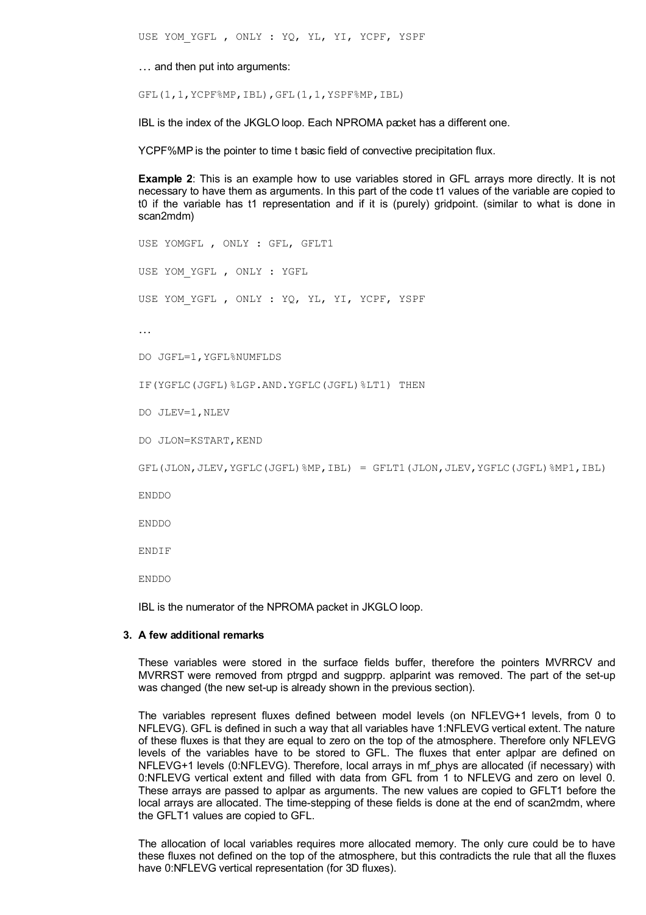```
USE YOM_YGFL , ONLY : YQ, YL, YI, YCPF, YSPF
```

… and then put into arguments:

```
GFL(1,1,YCPF%MP,IBL),GFL(1,1,YSPF%MP,IBL)
```

IBL is the index of the JKGLO loop. Each NPROMA packet has a different one.

YCPF%MP is the pointer to time t basic field of convective precipitation flux.

**Example 2**: This is an example how to use variables stored in GFL arrays more directly. It is not necessary to have them as arguments. In this part of the code t1 values of the variable are copied to t0 if the variable has t1 representation and if it is (purely) gridpoint. (similar to what is done in scan2mdm)

```
USE YOMGFL , ONLY : GFL, GFLT1

USE YOM_YGFL , ONLY : YGFL

USE YOM_YGFL , ONLY : YQ, YL, YI, YCPF, YSPF

…

DO JGFL=1,YGFL%NUMFLDS

IF(YGFLC(JGFL)%LGP.AND.YGFLC(JGFL)%LT1) THEN

DO JLEV=1,NLEV

DO JLON=KSTART,KEND

GFL(JLON,JLEV,YGFLC(JGFL)%MP,IBL) = GFLT1(JLON,JLEV,YGFLC(JGFL)%MP1,IBL)

ENDDO

ENDDO

ENDIF

ENDDO
```

IBL is the numerator of the NPROMA packet in JKGLO loop.

### 3. A few additional remarks

These variables were stored in the surface fields buffer, therefore the pointers MVRRCV and MVRRST were removed from ptrgpd and sugpprp. aplparint was removed. The part of the set-up was changed (the new set-up is already shown in the previous section).

The variables represent fluxes defined between model levels (on NFLEVG+1 levels, from 0 to NFLEVG). GFL is defined in such a way that all variables have 1:NFLEVG vertical extent. The nature of these fluxes is that they are equal to zero on the top of the atmosphere. Therefore only NFLEVG levels of the variables have to be stored to GFL. The fluxes that enter aplpar are defined on NFLEVG+1 levels (0:NFLEVG). Therefore, local arrays in mf_phys are allocated (if necessary) with 0:NFLEVG vertical extent and filled with data from GFL from 1 to NFLEVG and zero on level 0. These arrays are passed to aplpar as arguments. The new values are copied to GFLT1 before the local arrays are allocated. The time-stepping of these fields is done at the end of scan2mdm, where the GFLT1 values are copied to GFL.

The allocation of local variables requires more allocated memory. The only cure could be to have these fluxes not defined on the top of the atmosphere, but this contradicts the rule that all the fluxes have 0:NFLEVG vertical representation (for 3D fluxes).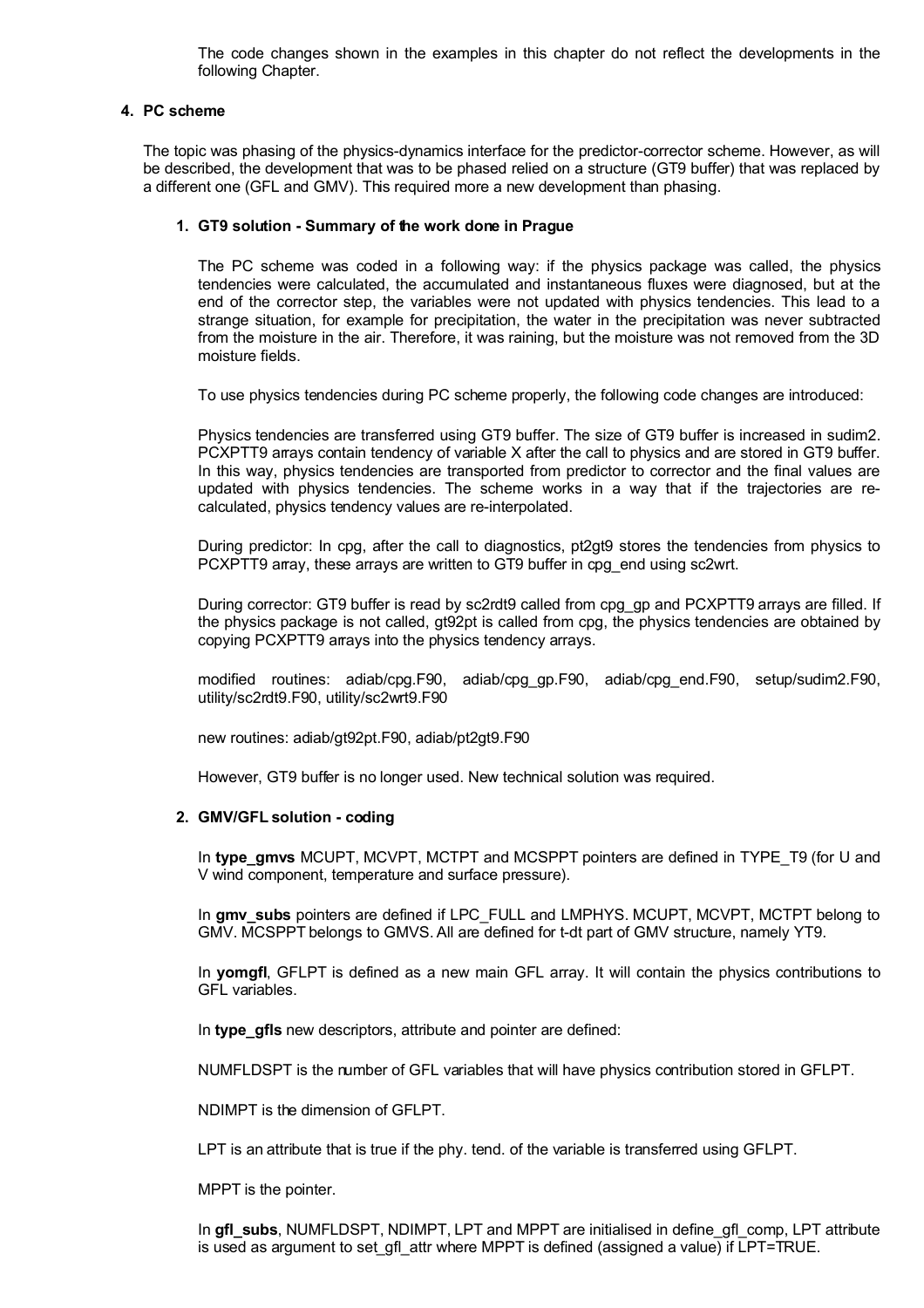The code changes shown in the examples in this chapter do not reflect the developments in the following Chapter.

## 4. PC scheme

The topic was phasing of the physics-dynamics interface for the predictor-corrector scheme. However, as will be described, the development that was to be phased relied on a structure (GT9 buffer) that was replaced by a different one (GFL and GMV). This required more a new development than phasing.

### 1. GT9 solution - Summary of the work done in Prague

The PC scheme was coded in a following way: if the physics package was called, the physics tendencies were calculated, the accumulated and instantaneous fluxes were diagnosed, but at the end of the corrector step, the variables were not updated with physics tendencies. This lead to a strange situation, for example for precipitation, the water in the precipitation was never subtracted from the moisture in the air. Therefore, it was raining, but the moisture was not removed from the 3D moisture fields.

To use physics tendencies during PC scheme properly, the following code changes are introduced:

Physics tendencies are transferred using GT9 buffer. The size of GT9 buffer is increased in sudim2. PCXPTT9 arrays contain tendency of variable X after the call to physics and are stored in GT9 buffer. In this way, physics tendencies are transported from predictor to corrector and the final values are updated with physics tendencies. The scheme works in a way that if the trajectories are re-calculated, physics tendency values are re-interpolated.

During predictor: In cpg, after the call to diagnostics, pt2gt9 stores the tendencies from physics to PCXPTT9 array, these arrays are written to GT9 buffer in cpg_end using sc2wrt.

During corrector: GT9 buffer is read by sc2rdt9 called from cpg_gp and PCXPTT9 arrays are filled. If the physics package is not called, gt92pt is called from cpg, the physics tendencies are obtained by copying PCXPTT9 arrays into the physics tendency arrays.

modified routines: adiab/cpg.F90, adiab/cpg_gp.F90, adiab/cpg_end.F90, setup/sudim2.F90, utility/sc2rdt9.F90, utility/sc2wrt9.F90

new routines: adiab/gt92pt.F90, adiab/pt2gt9.F90

However, GT9 buffer is no longer used. New technical solution was required.

### 2. GMV/GFL solution - coding

In **type_gmvs** MCUPT, MCVPT, MCTPT and MCSPPT pointers are defined in TYPE_T9 (for U and V wind component, temperature and surface pressure).

In **gmv_subs** pointers are defined if LPC_FULL and LMPHYS. MCUPT, MCVPT, MCTPT belong to GMV. MCSPPT belongs to GMVS. All are defined for t-dt part of GMV structure, namely YT9.

In **yomgfl**, GFLPT is defined as a new main GFL array. It will contain the physics contributions to GFL variables.

In **type_gfls** new descriptors, attribute and pointer are defined:

NUMFLDSPT is the number of GFL variables that will have physics contribution stored in GFLPT.

NDIMPT is the dimension of GFLPT.

LPT is an attribute that is true if the phy. tend. of the variable is transferred using GFLPT.

MPPT is the pointer.

In **gfl_subs**, NUMFLDSPT, NDIMPT, LPT and MPPT are initialised in define_gfl_comp, LPT attribute is used as argument to set_gfl_attr where MPPT is defined (assigned a value) if LPT=TRUE.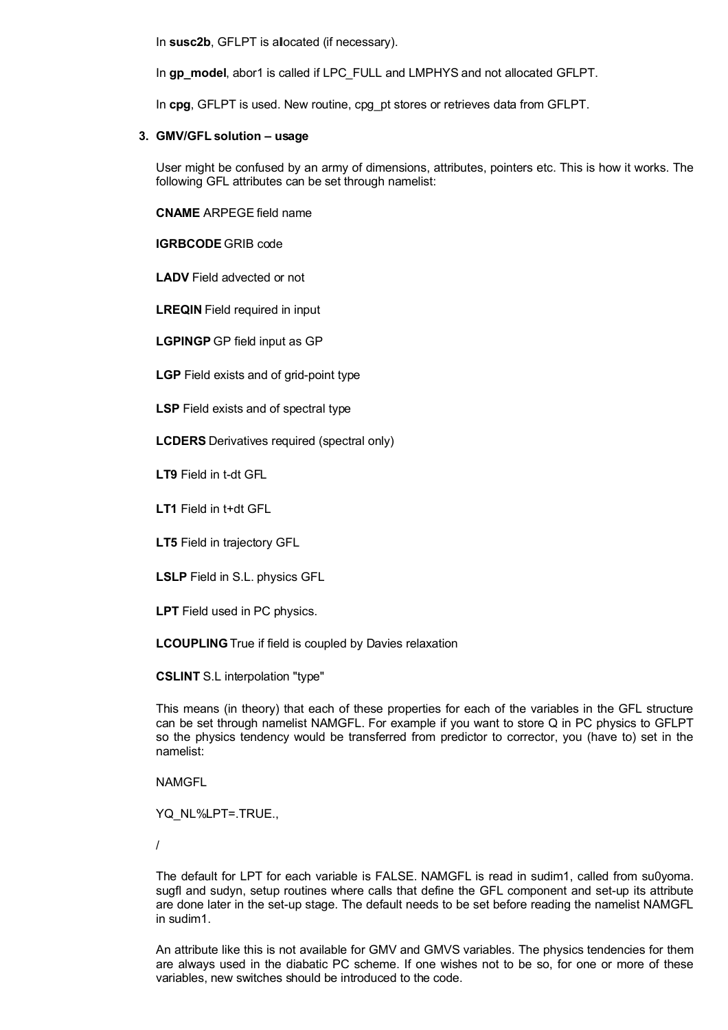In **susc2b**, GFLPT is allocated (if necessary).

In **gp_model**, abor1 is called if LPC_FULL and LMPHYS and not allocated GFLPT.

In **cpg**, GFLPT is used. New routine, cpg_pt stores or retrieves data from GFLPT.

### 3. GMV/GFL solution – usage

User might be confused by an army of dimensions, attributes, pointers etc. This is how it works. The following GFL attributes can be set through namelist:

**CNAME** ARPEGE field name

**IGRBCODE** GRIB code

**LADV** Field advected or not

**LREQIN** Field required in input

**LGPINGP** GP field input as GP

**LGP** Field exists and of grid-point type

**LSP** Field exists and of spectral type

**LCDERS** Derivatives required (spectral only)

**LT9** Field in t-dt GFL

**LT1** Field in t+dt GFL

**LT5** Field in trajectory GFL

**LSLP** Field in S.L. physics GFL

**LPT** Field used in PC physics.

**LCOUPLING** True if field is coupled by Davies relaxation

**CSLINT** S.L interpolation "type"

This means (in theory) that each of these properties for each of the variables in the GFL structure can be set through namelist NAMGFL. For example if you want to store Q in PC physics to GFLPT so the physics tendency would be transferred from predictor to corrector, you (have to) set in the namelist:

```
NAMGFL

YQ_NL%LPT=.TRUE.,

/
```

The default for LPT for each variable is FALSE. NAMGFL is read in sudim1, called from su0yoma. sugfl and sudyn, setup routines where calls that define the GFL component and set-up its attribute are done later in the set-up stage. The default needs to be set before reading the namelist NAMGFL in sudim1.

An attribute like this is not available for GMV and GMVS variables. The physics tendencies for them are always used in the diabatic PC scheme. If one wishes not to be so, for one or more of these variables, new switches should be introduced to the code.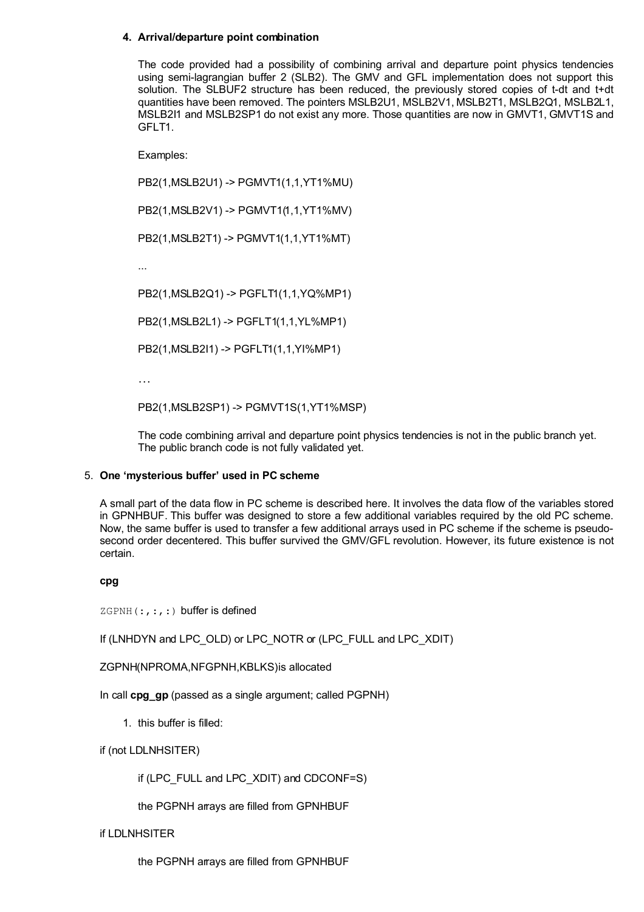**4. Arrival/departure point combination**

The code provided had a possibility of combining arrival and departure point physics tendencies using semi-lagrangian buffer 2 (SLB2). The GMV and GFL implementation does not support this solution. The SLBUF2 structure has been reduced, the previously stored copies of t-dt and t+dt quantities have been removed. The pointers MSLB2U1, MSLB2V1, MSLB2T1, MSLB2Q1, MSLB2L1, MSLB2I1 and MSLB2SP1 do not exist any more. Those quantities are now in GMVT1, GMVT1S and GFLT1.

Examples:

PB2(1,MSLB2U1) -> PGMVT1(1,1,YT1%MU)

PB2(1,MSLB2V1) -> PGMVT1(1,1,YT1%MV)

PB2(1,MSLB2T1) -> PGMVT1(1,1,YT1%MT)

...

PB2(1,MSLB2Q1) -> PGFLT1(1,1,YQ%MP1)

PB2(1,MSLB2L1) -> PGFLT1(1,1,YL%MP1)

PB2(1,MSLB2I1) -> PGFLT1(1,1,YI%MP1)

…

PB2(1,MSLB2SP1) -> PGMVT1S(1,YT1%MSP)

The code combining arrival and departure point physics tendencies is not in the public branch yet. The public branch code is not fully validated yet.

**5. One 'mysterious buffer' used in PC scheme**

A small part of the data flow in PC scheme is described here. It involves the data flow of the variables stored in GPNHBUF. This buffer was designed to store a few additional variables required by the old PC scheme. Now, the same buffer is used to transfer a few additional arrays used in PC scheme if the scheme is pseudo-second order decentered. This buffer survived the GMV/GFL revolution. However, its future existence is not certain.

**cpg**

`ZGPNH(:,:,:)` buffer is defined

If (LNHDYN and LPC_OLD) or LPC_NOTR or (LPC_FULL and LPC_XDIT)

ZGPNH(NPROMA,NFGPNH,KBLKS)is allocated

In call **cpg_gp** (passed as a single argument; called PGPNH)

1. this buffer is filled:

if (not LDLNHSITER)

if (LPC_FULL and LPC_XDIT) and CDCONF=S)

the PGPNH arrays are filled from GPNHBUF

if LDLNHSITER

the PGPNH arrays are filled from GPNHBUF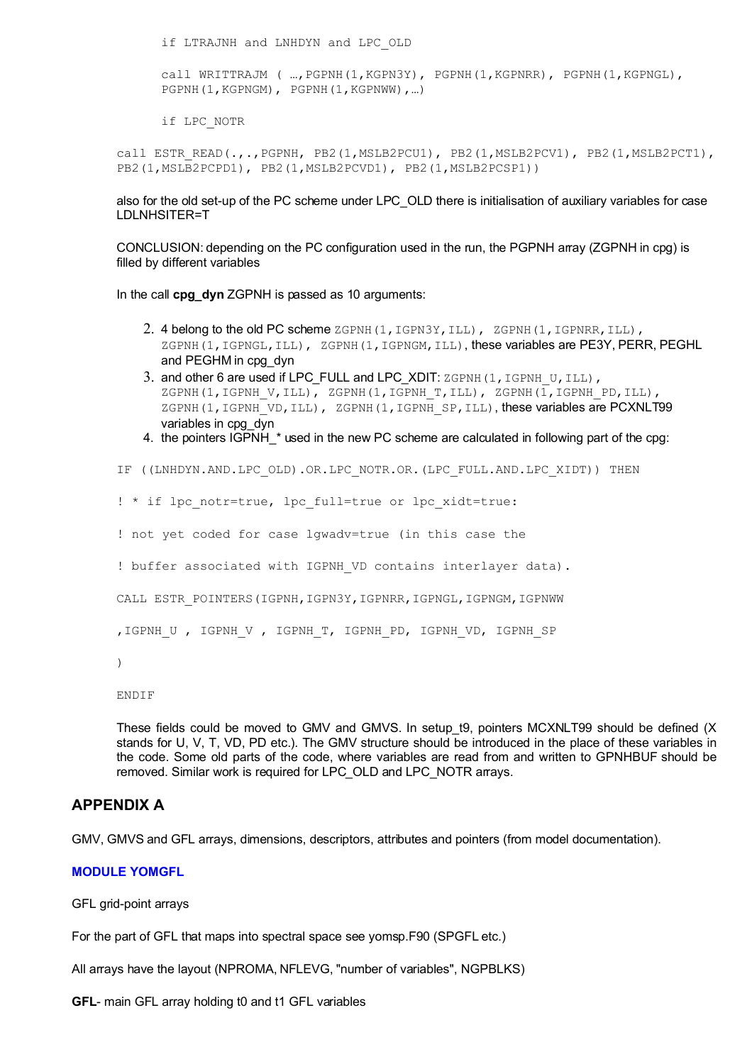```
if LTRAJNH and LNHDYN and LPC_OLD

call WRITTRAJM ( …,PGPNH(1,KGPN3Y), PGPNH(1,KGPNRR), PGPNH(1,KGPNGL),
PGPNH(1,KGPNGM), PGPNH(1,KGPNWW),…)

if LPC_NOTR

call ESTR_READ(.,.,PGPNH, PB2(1,MSLB2PCU1), PB2(1,MSLB2PCV1), PB2(1,MSLB2PCT1),
PB2(1,MSLB2PCPD1), PB2(1,MSLB2PCVD1), PB2(1,MSLB2PCSP1))
```

also for the old set-up of the PC scheme under LPC_OLD there is initialisation of auxiliary variables for case LDLNHSITER=T

CONCLUSION: depending on the PC configuration used in the run, the PGPNH array (ZGPNH in cpg) is filled by different variables

In the call **cpg_dyn** ZGPNH is passed as 10 arguments:

2. 4 belong to the old PC scheme `ZGPNH(1,IGPN3Y,ILL)`, `ZGPNH(1,IGPNRR,ILL)`, `ZGPNH(1,IGPNGL,ILL)`, `ZGPNH(1,IGPNGM,ILL)`, these variables are PE3Y, PERR, PEGHL and PEGHM in cpg_dyn
3. and other 6 are used if LPC_FULL and LPC_XDIT: `ZGPNH(1,IGPNH_U,ILL)`, `ZGPNH(1,IGPNH_V,ILL)`, `ZGPNH(1,IGPNH_T,ILL)`, `ZGPNH(1,IGPNH_PD,ILL)`, `ZGPNH(1,IGPNH_VD,ILL)`, `ZGPNH(1,IGPNH_SP,ILL)`, these variables are PCXNLT99 variables in cpg_dyn
4. the pointers IGPNH_* used in the new PC scheme are calculated in following part of the cpg:

```
IF ((LNHDYN.AND.LPC_OLD).OR.LPC_NOTR.OR.(LPC_FULL.AND.LPC_XIDT)) THEN

! * if lpc_notr=true, lpc_full=true or lpc_xidt=true:

! not yet coded for case lgwadv=true (in this case the

! buffer associated with IGPNH_VD contains interlayer data).

CALL ESTR_POINTERS(IGPNH,IGPN3Y,IGPNRR,IGPNGL,IGPNGM,IGPNWW

,IGPNH_U , IGPNH_V , IGPNH_T, IGPNH_PD, IGPNH_VD, IGPNH_SP

)

ENDIF
```

These fields could be moved to GMV and GMVS. In setup_t9, pointers MCXNLT99 should be defined (X stands for U, V, T, VD, PD etc.). The GMV structure should be introduced in the place of these variables in the code. Some old parts of the code, where variables are read from and written to GPNHBUF should be removed. Similar work is required for LPC_OLD and LPC_NOTR arrays.

## APPENDIX A

GMV, GMVS and GFL arrays, dimensions, descriptors, attributes and pointers (from model documentation).

### MODULE YOMGFL

GFL grid-point arrays

For the part of GFL that maps into spectral space see yomsp.F90 (SPGFL etc.)

All arrays have the layout (NPROMA, NFLEVG, "number of variables", NGPBLKS)

**GFL**- main GFL array holding t0 and t1 GFL variables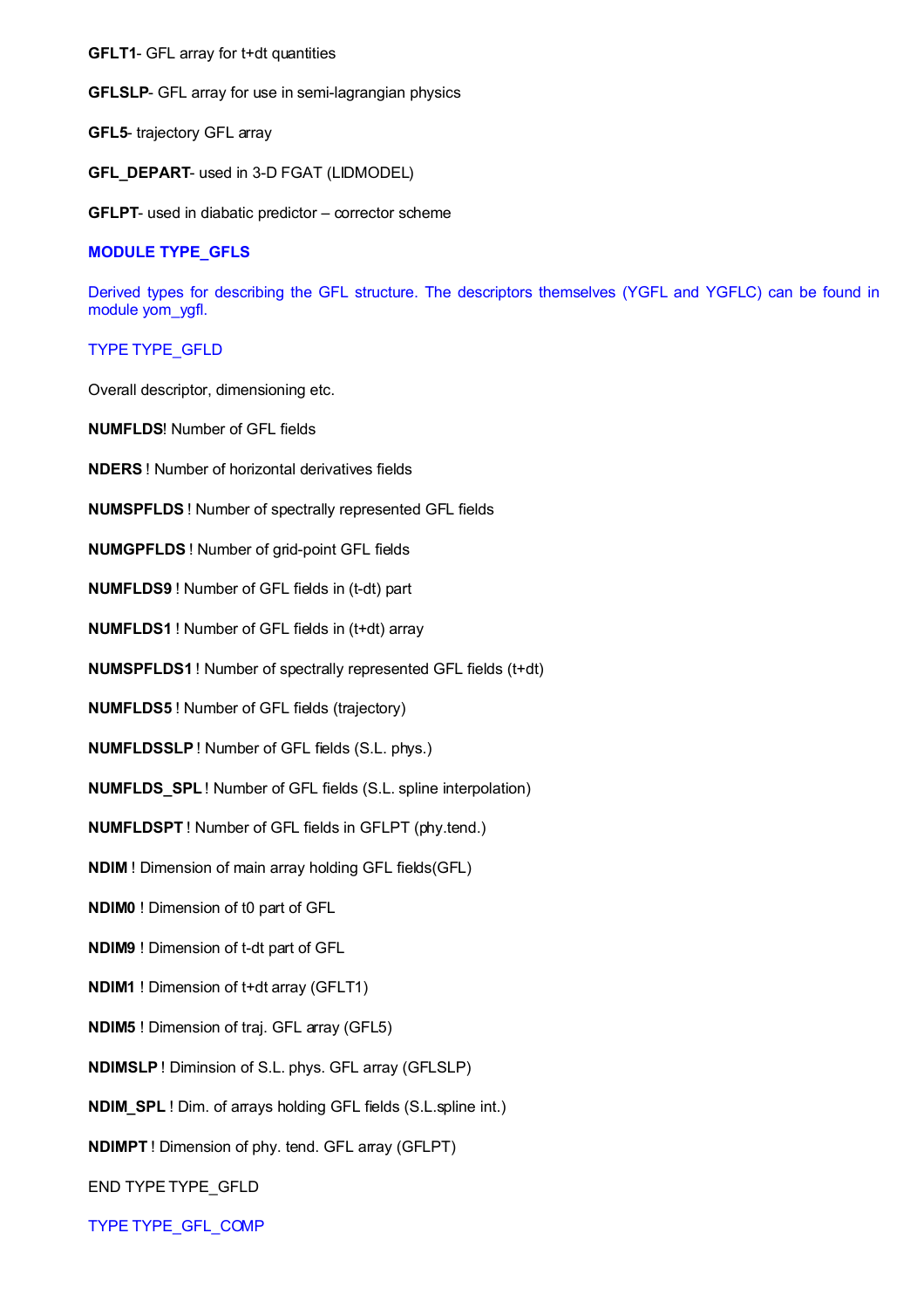**GFLT1**- GFL array for t+dt quantities

**GFLSLP**- GFL array for use in semi-lagrangian physics

**GFL5**- trajectory GFL array

**GFL_DEPART**- used in 3-D FGAT (LIDMODEL)

**GFLPT**- used in diabatic predictor – corrector scheme

**MODULE TYPE_GFLS**

Derived types for describing the GFL structure. The descriptors themselves (YGFL and YGFLC) can be found in module yom_ygfl.

TYPE TYPE_GFLD

Overall descriptor, dimensioning etc.

**NUMFLDS**! Number of GFL fields

**NDERS** ! Number of horizontal derivatives fields

**NUMSPFLDS** ! Number of spectrally represented GFL fields

**NUMGPFLDS** ! Number of grid-point GFL fields

**NUMFLDS9** ! Number of GFL fields in (t-dt) part

**NUMFLDS1** ! Number of GFL fields in (t+dt) array

**NUMSPFLDS1** ! Number of spectrally represented GFL fields (t+dt)

**NUMFLDS5** ! Number of GFL fields (trajectory)

**NUMFLDSSLP** ! Number of GFL fields (S.L. phys.)

**NUMFLDS_SPL** ! Number of GFL fields (S.L. spline interpolation)

**NUMFLDSPT** ! Number of GFL fields in GFLPT (phy.tend.)

**NDIM** ! Dimension of main array holding GFL fields(GFL)

**NDIM0** ! Dimension of t0 part of GFL

**NDIM9** ! Dimension of t-dt part of GFL

**NDIM1** ! Dimension of t+dt array (GFLT1)

**NDIM5** ! Dimension of traj. GFL array (GFL5)

**NDIMSLP** ! Diminsion of S.L. phys. GFL array (GFLSLP)

**NDIM_SPL** ! Dim. of arrays holding GFL fields (S.L.spline int.)

**NDIMPT** ! Dimension of phy. tend. GFL array (GFLPT)

END TYPE TYPE_GFLD

TYPE TYPE_GFL_COMP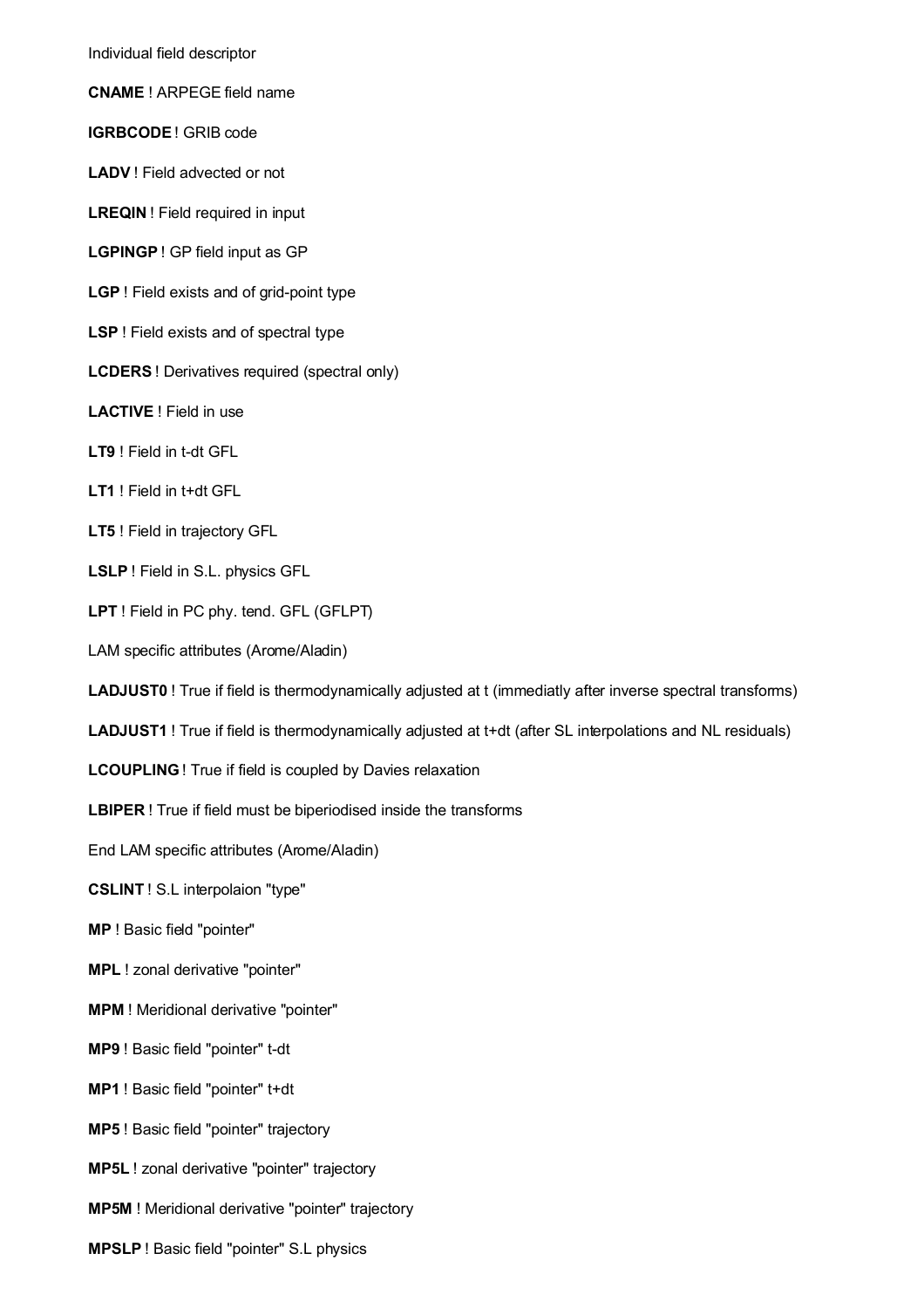Individual field descriptor

**CNAME** ! ARPEGE field name

**IGRBCODE** ! GRIB code

**LADV** ! Field advected or not

**LREQIN** ! Field required in input

**LGPINGP** ! GP field input as GP

**LGP** ! Field exists and of grid-point type

**LSP** ! Field exists and of spectral type

**LCDERS** ! Derivatives required (spectral only)

**LACTIVE** ! Field in use

**LT9** ! Field in t-dt GFL

**LT1** ! Field in t+dt GFL

**LT5** ! Field in trajectory GFL

**LSLP** ! Field in S.L. physics GFL

**LPT** ! Field in PC phy. tend. GFL (GFLPT)

LAM specific attributes (Arome/Aladin)

**LADJUST0** ! True if field is thermodynamically adjusted at t (immediatly after inverse spectral transforms)

**LADJUST1** ! True if field is thermodynamically adjusted at t+dt (after SL interpolations and NL residuals)

**LCOUPLING** ! True if field is coupled by Davies relaxation

**LBIPER** ! True if field must be biperiodised inside the transforms

End LAM specific attributes (Arome/Aladin)

**CSLINT** ! S.L interpolaion "type"

**MP** ! Basic field "pointer"

**MPL** ! zonal derivative "pointer"

**MPM** ! Meridional derivative "pointer"

**MP9** ! Basic field "pointer" t-dt

**MP1** ! Basic field "pointer" t+dt

**MP5** ! Basic field "pointer" trajectory

**MP5L** ! zonal derivative "pointer" trajectory

**MP5M** ! Meridional derivative "pointer" trajectory

**MPSLP** ! Basic field "pointer" S.L physics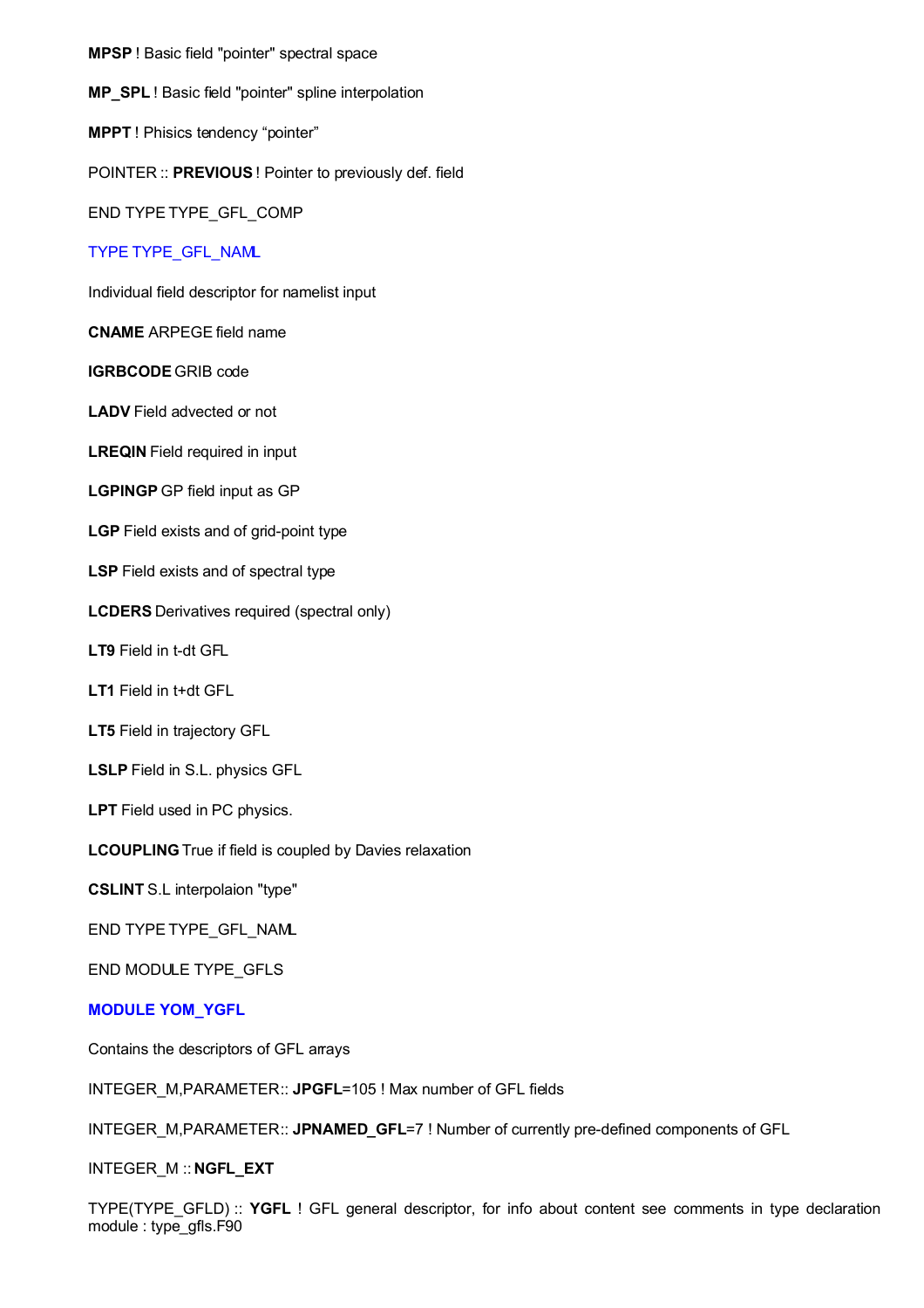**MPSP** ! Basic field "pointer" spectral space

**MP_SPL** ! Basic field "pointer" spline interpolation

**MPPT** ! Phisics tendency “pointer”

POINTER :: **PREVIOUS** ! Pointer to previously def. field

END TYPE TYPE_GFL_COMP

### TYPE TYPE_GFL_NAML

Individual field descriptor for namelist input

**CNAME** ARPEGE field name

**IGRBCODE** GRIB code

**LADV** Field advected or not

**LREQIN** Field required in input

**LGPINGP** GP field input as GP

**LGP** Field exists and of grid-point type

**LSP** Field exists and of spectral type

**LCDERS** Derivatives required (spectral only)

**LT9** Field in t-dt GFL

**LT1** Field in t+dt GFL

**LT5** Field in trajectory GFL

**LSLP** Field in S.L. physics GFL

**LPT** Field used in PC physics.

**LCOUPLING** True if field is coupled by Davies relaxation

**CSLINT** S.L interpolaion "type"

END TYPE TYPE_GFL_NAML

END MODULE TYPE_GFLS

## MODULE YOM_YGFL

Contains the descriptors of GFL arrays

INTEGER_M,PARAMETER:: **JPGFL**=105 ! Max number of GFL fields

INTEGER_M,PARAMETER:: **JPNAMED_GFL**=7 ! Number of currently pre-defined components of GFL

INTEGER_M :: **NGFL_EXT**

TYPE(TYPE_GFLD) :: **YGFL** ! GFL general descriptor, for info about content see comments in type declaration module : type_gfls.F90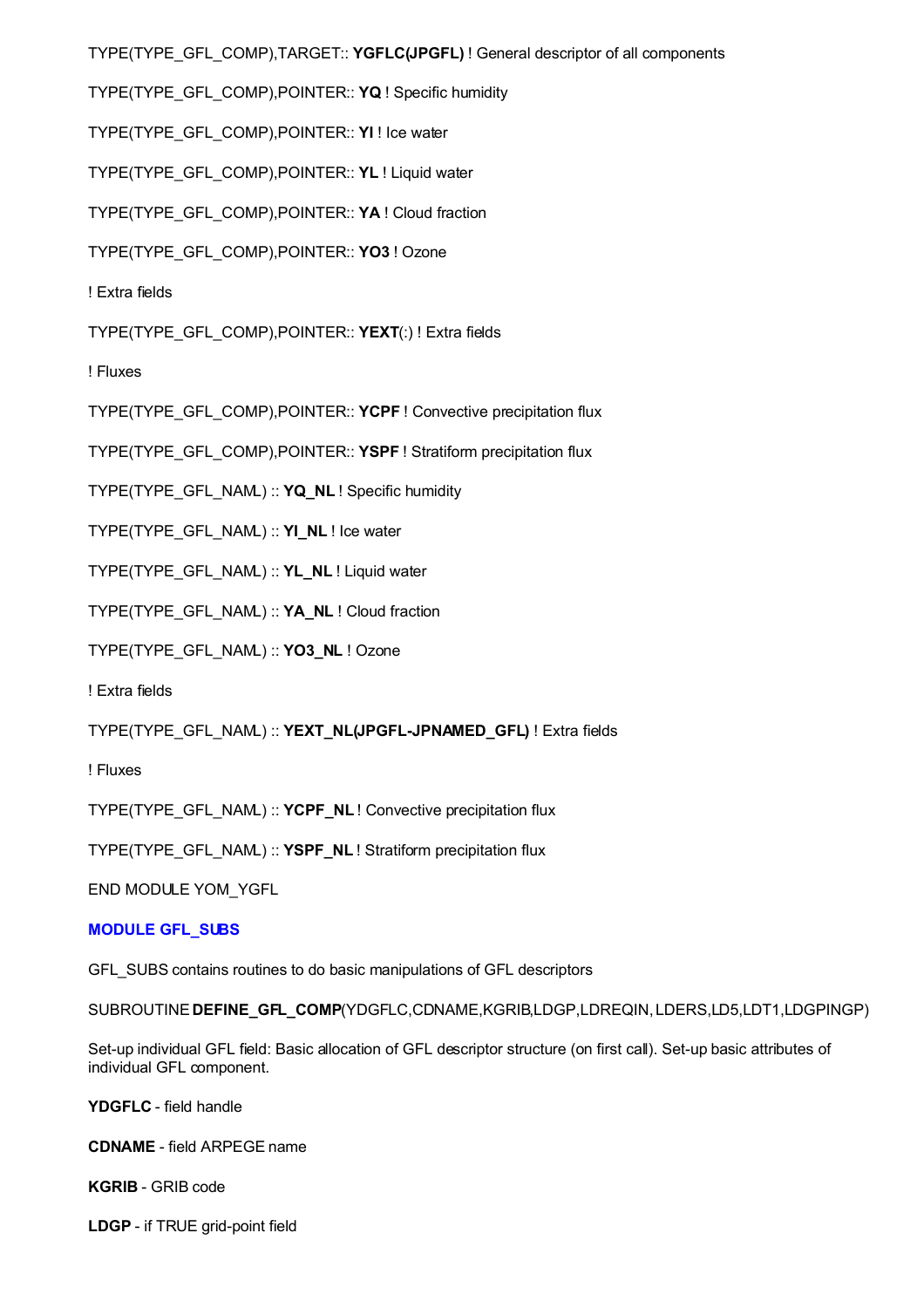TYPE(TYPE_GFL_COMP),TARGET:: **YGFLC(JPGFL)** ! General descriptor of all components

TYPE(TYPE_GFL_COMP),POINTER:: **YQ** ! Specific humidity

TYPE(TYPE_GFL_COMP),POINTER:: **YI** ! Ice water

TYPE(TYPE_GFL_COMP),POINTER:: **YL** ! Liquid water

TYPE(TYPE_GFL_COMP),POINTER:: **YA** ! Cloud fraction

TYPE(TYPE_GFL_COMP),POINTER:: **YO3** ! Ozone

! Extra fields

TYPE(TYPE_GFL_COMP),POINTER:: **YEXT**(:) ! Extra fields

! Fluxes

TYPE(TYPE_GFL_COMP),POINTER:: **YCPF** ! Convective precipitation flux

TYPE(TYPE_GFL_COMP),POINTER:: **YSPF** ! Stratiform precipitation flux

TYPE(TYPE_GFL_NAML) :: **YQ_NL** ! Specific humidity

TYPE(TYPE_GFL_NAML) :: **YI_NL** ! Ice water

TYPE(TYPE_GFL_NAML) :: **YL_NL** ! Liquid water

TYPE(TYPE_GFL_NAML) :: **YA_NL** ! Cloud fraction

TYPE(TYPE_GFL_NAML) :: **YO3_NL** ! Ozone

! Extra fields

TYPE(TYPE_GFL_NAML) :: **YEXT_NL(JPGFL-JPNAMED_GFL)** ! Extra fields

! Fluxes

TYPE(TYPE_GFL_NAML) :: **YCPF_NL** ! Convective precipitation flux

TYPE(TYPE_GFL_NAML) :: **YSPF_NL** ! Stratiform precipitation flux

END MODULE YOM_YGFL

### MODULE GFL_SUBS

GFL_SUBS contains routines to do basic manipulations of GFL descriptors

SUBROUTINE **DEFINE_GFL_COMP**(YDGFLC,CDNAME,KGRIB,LDGP,LDREQIN,LDERS,LD5,LDT1,LDGPINGP)

Set-up individual GFL field: Basic allocation of GFL descriptor structure (on first call). Set-up basic attributes of individual GFL component.

**YDGFLC** - field handle

**CDNAME** - field ARPEGE name

**KGRIB** - GRIB code

**LDGP** - if TRUE grid-point field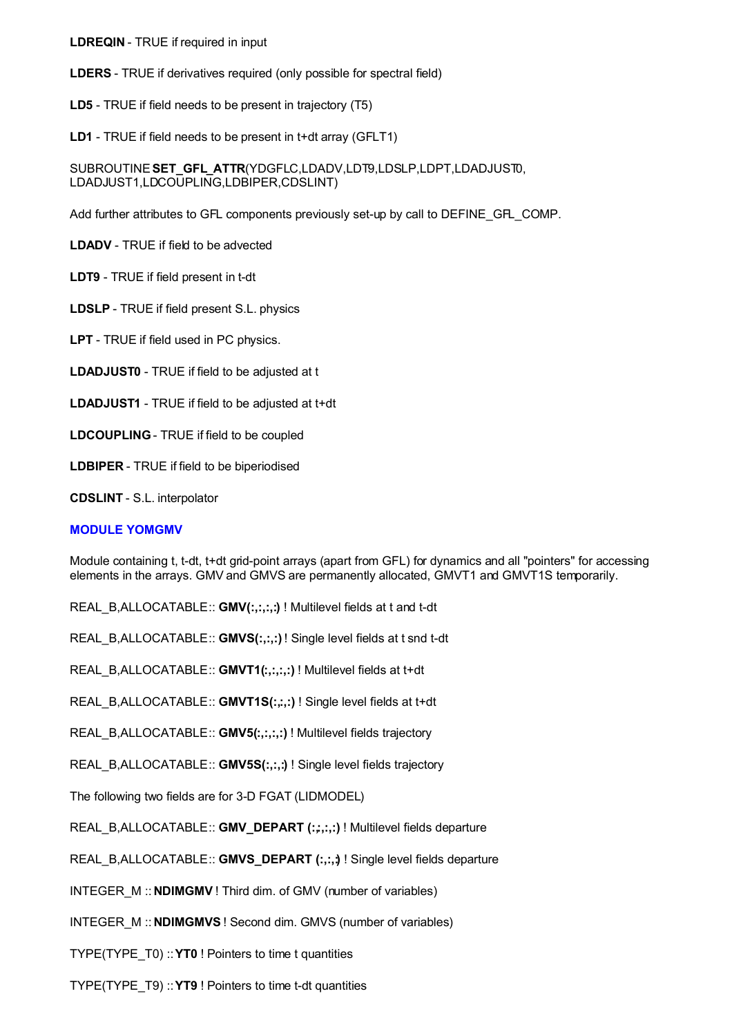**LDREQIN** - TRUE if required in input

**LDERS** - TRUE if derivatives required (only possible for spectral field)

**LD5** - TRUE if field needs to be present in trajectory (T5)

**LD1** - TRUE if field needs to be present in t+dt array (GFLT1)

SUBROUTINE **SET_GFL_ATTR**(YDGFLC,LDADV,LDT9,LDSLP,LDPT,LDADJUST0, LDADJUST1,LDCOUPLING,LDBIPER,CDSLINT)

Add further attributes to GFL components previously set-up by call to DEFINE_GFL_COMP.

**LDADV** - TRUE if field to be advected

**LDT9** - TRUE if field present in t-dt

**LDSLP** - TRUE if field present S.L. physics

**LPT** - TRUE if field used in PC physics.

**LDADJUST0** - TRUE if field to be adjusted at t

**LDADJUST1** - TRUE if field to be adjusted at t+dt

**LDCOUPLING** - TRUE if field to be coupled

**LDBIPER** - TRUE if field to be biperiodised

**CDSLINT** - S.L. interpolator

### MODULE YOMGMV

Module containing t, t-dt, t+dt grid-point arrays (apart from GFL) for dynamics and all "pointers" for accessing elements in the arrays. GMV and GMVS are permanently allocated, GMVT1 and GMVT1S temporarily.

REAL_B,ALLOCATABLE:: **GMV(:,:,:,:)** ! Multilevel fields at t and t-dt

REAL_B,ALLOCATABLE:: **GMVS(:,:,:)** ! Single level fields at t snd t-dt

REAL_B,ALLOCATABLE:: **GMVT1(:,:,:,:)** ! Multilevel fields at t+dt

REAL_B,ALLOCATABLE:: **GMVT1S(:,:,:)** ! Single level fields at t+dt

REAL_B,ALLOCATABLE:: **GMV5(:,:,:,:)** ! Multilevel fields trajectory

REAL_B,ALLOCATABLE:: **GMV5S(:,:,:)** ! Single level fields trajectory

The following two fields are for 3-D FGAT (LIDMODEL)

REAL_B,ALLOCATABLE:: **GMV_DEPART (:,:,:,:)** ! Multilevel fields departure

REAL_B,ALLOCATABLE:: **GMVS_DEPART (:,:,:)** ! Single level fields departure

INTEGER_M :: **NDIMGMV** ! Third dim. of GMV (number of variables)

INTEGER_M :: **NDIMGMVS** ! Second dim. GMVS (number of variables)

TYPE(TYPE_T0) :: **YT0** ! Pointers to time t quantities

TYPE(TYPE_T9) :: **YT9** ! Pointers to time t-dt quantities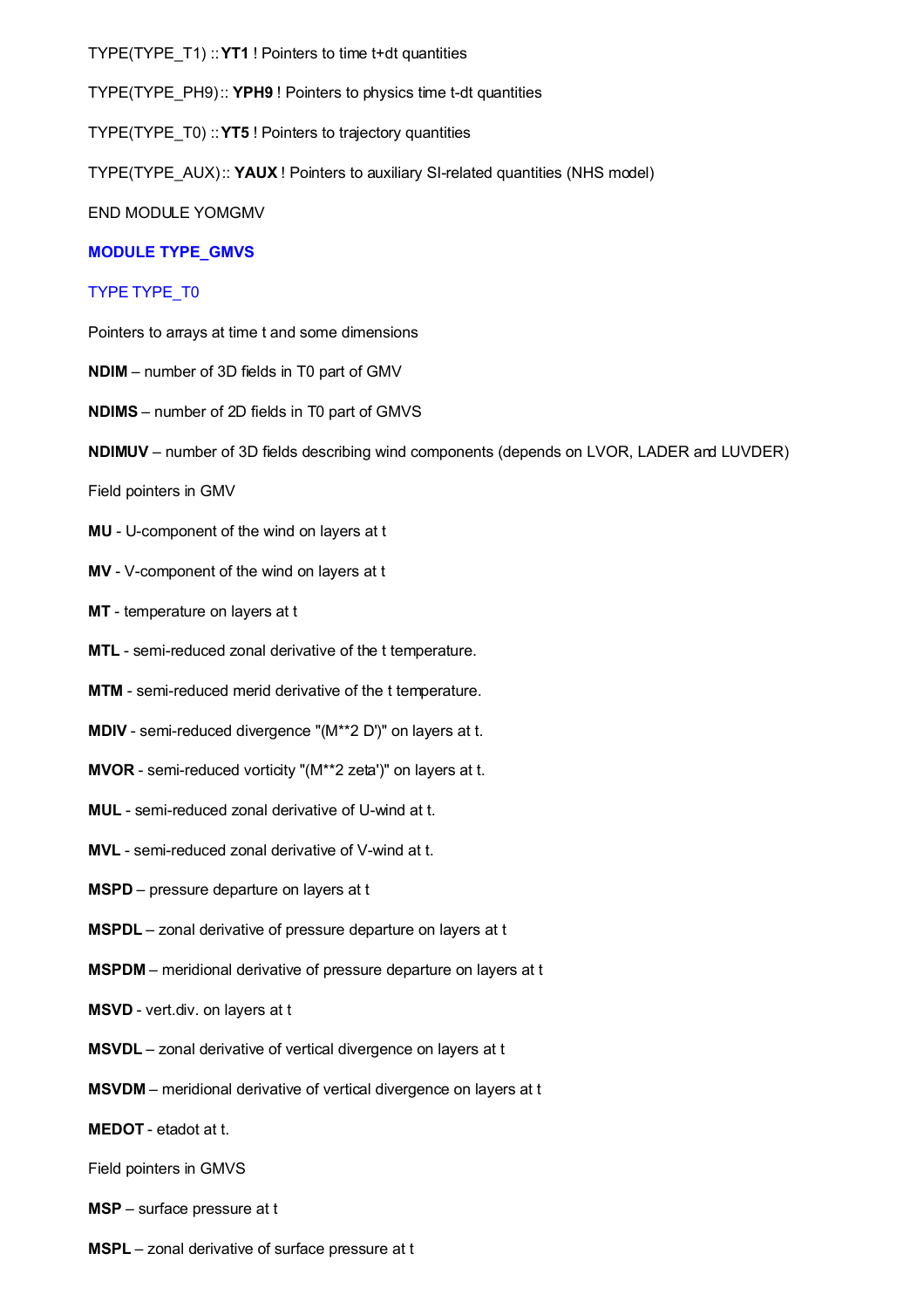TYPE(TYPE_T1) :: **YT1** ! Pointers to time t+dt quantities

TYPE(TYPE_PH9):: **YPH9** ! Pointers to physics time t-dt quantities

TYPE(TYPE_T0) :: **YT5** ! Pointers to trajectory quantities

TYPE(TYPE_AUX):: **YAUX** ! Pointers to auxiliary SI-related quantities (NHS model)

END MODULE YOMGMV

## MODULE TYPE_GMVS

### TYPE TYPE_T0

Pointers to arrays at time t and some dimensions

**NDIM** – number of 3D fields in T0 part of GMV

**NDIMS** – number of 2D fields in T0 part of GMVS

**NDIMUV** – number of 3D fields describing wind components (depends on LVOR, LADER and LUVDER)

Field pointers in GMV

**MU** - U-component of the wind on layers at t

**MV** - V-component of the wind on layers at t

**MT** - temperature on layers at t

**MTL** - semi-reduced zonal derivative of the t temperature.

**MTM** - semi-reduced merid derivative of the t temperature.

**MDIV** - semi-reduced divergence "(M**2 D')" on layers at t.

**MVOR** - semi-reduced vorticity "(M**2 zeta')" on layers at t.

**MUL** - semi-reduced zonal derivative of U-wind at t.

**MVL** - semi-reduced zonal derivative of V-wind at t.

**MSPD** – pressure departure on layers at t

**MSPDL** – zonal derivative of pressure departure on layers at t

**MSPDM** – meridional derivative of pressure departure on layers at t

**MSVD** - vert.div. on layers at t

**MSVDL** – zonal derivative of vertical divergence on layers at t

**MSVDM** – meridional derivative of vertical divergence on layers at t

**MEDOT** - etadot at t.

Field pointers in GMVS

**MSP** – surface pressure at t

**MSPL** – zonal derivative of surface pressure at t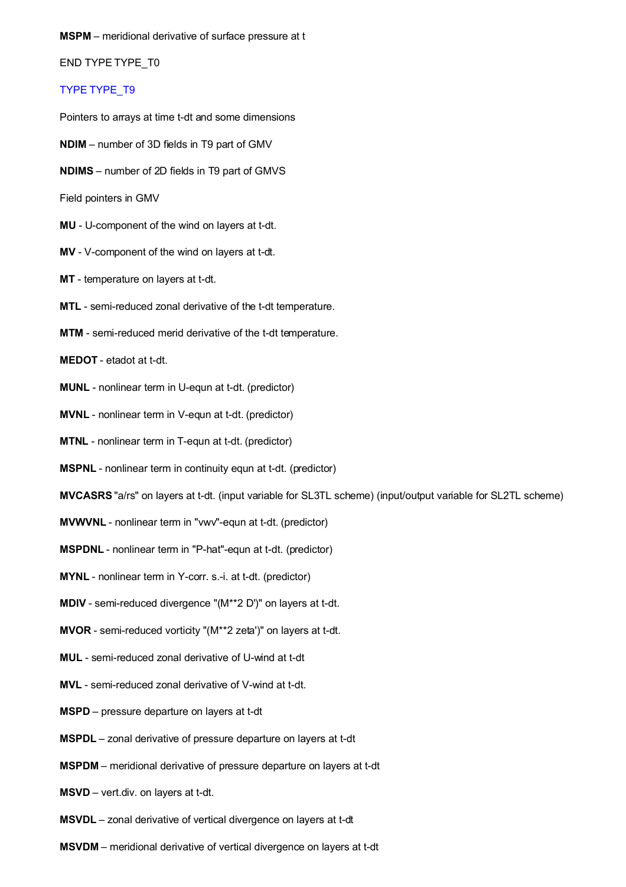**MSPM** – meridional derivative of surface pressure at t

END TYPE TYPE_T0

TYPE TYPE_T9

Pointers to arrays at time t-dt and some dimensions

**NDIM** – number of 3D fields in T9 part of GMV

**NDIMS** – number of 2D fields in T9 part of GMVS

Field pointers in GMV

**MU** - U-component of the wind on layers at t-dt.

**MV** - V-component of the wind on layers at t-dt.

**MT** - temperature on layers at t-dt.

**MTL** - semi-reduced zonal derivative of the t-dt temperature.

**MTM** - semi-reduced merid derivative of the t-dt temperature.

**MEDOT** - etadot at t-dt.

**MUNL** - nonlinear term in U-equn at t-dt. (predictor)

**MVNL** - nonlinear term in V-equn at t-dt. (predictor)

**MTNL** - nonlinear term in T-equn at t-dt. (predictor)

**MSPNL** - nonlinear term in continuity equn at t-dt. (predictor)

**MVCASRS** "a/rs" on layers at t-dt. (input variable for SL3TL scheme) (input/output variable for SL2TL scheme)

**MVWVNL** - nonlinear term in "vwv"-equn at t-dt. (predictor)

**MSPDNL** - nonlinear term in "P-hat"-equn at t-dt. (predictor)

**MYNL** - nonlinear term in Y-corr. s.-i. at t-dt. (predictor)

**MDIV** - semi-reduced divergence "(M**2 D')" on layers at t-dt.

**MVOR** - semi-reduced vorticity "(M**2 zeta')" on layers at t-dt.

**MUL** - semi-reduced zonal derivative of U-wind at t-dt

**MVL** - semi-reduced zonal derivative of V-wind at t-dt.

**MSPD** – pressure departure on layers at t-dt

**MSPDL** – zonal derivative of pressure departure on layers at t-dt

**MSPDM** – meridional derivative of pressure departure on layers at t-dt

**MSVD** – vert.div. on layers at t-dt.

**MSVDL** – zonal derivative of vertical divergence on layers at t-dt

**MSVDM** – meridional derivative of vertical divergence on layers at t-dt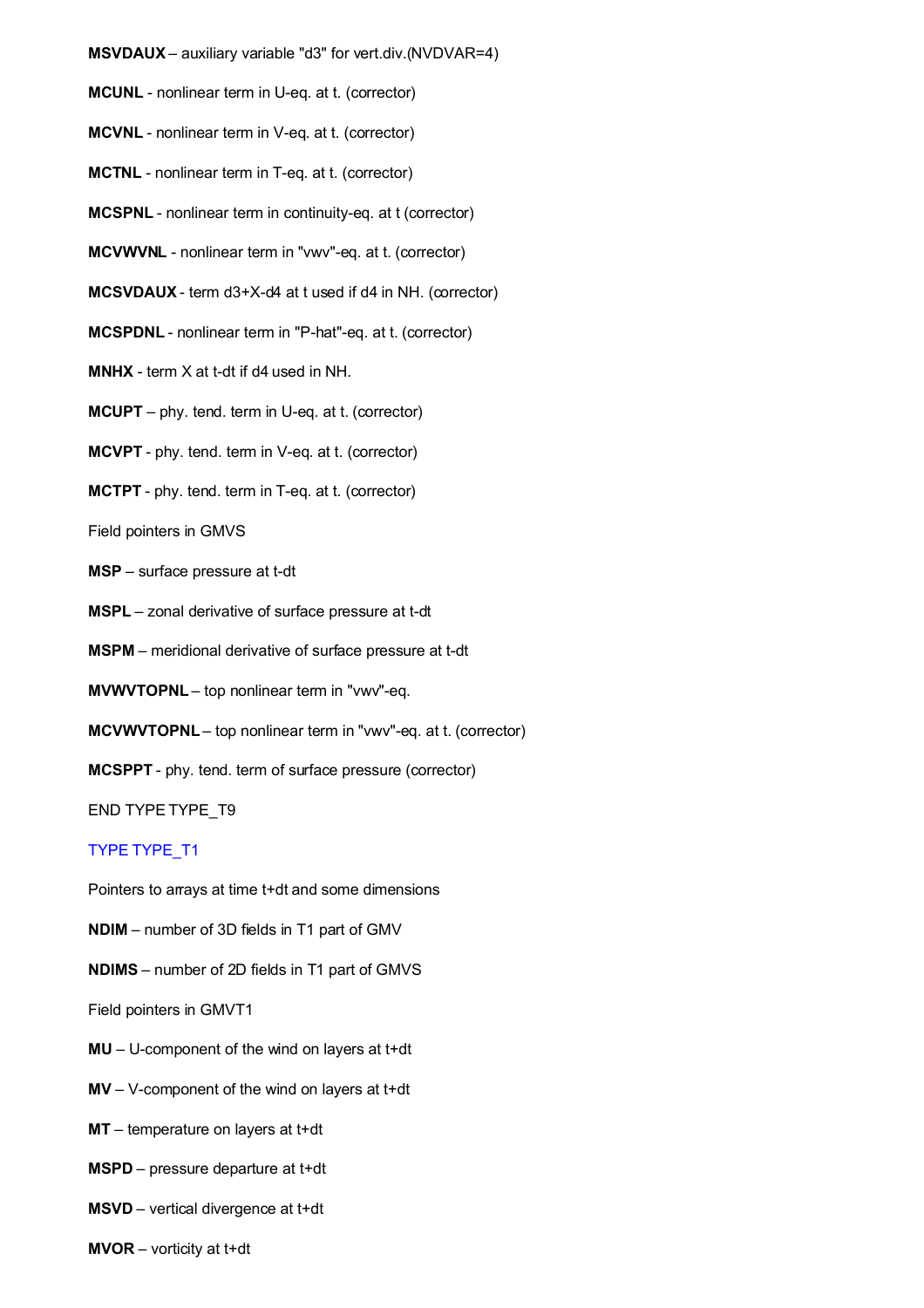**MSVDAUX** – auxiliary variable "d3" for vert.div.(NVDVAR=4)

**MCUNL** - nonlinear term in U-eq. at t. (corrector)

**MCVNL** - nonlinear term in V-eq. at t. (corrector)

**MCTNL** - nonlinear term in T-eq. at t. (corrector)

**MCSPNL** - nonlinear term in continuity-eq. at t (corrector)

**MCVWVNL** - nonlinear term in "vwv"-eq. at t. (corrector)

**MCSVDAUX** - term d3+X-d4 at t used if d4 in NH. (corrector)

**MCSPDNL** - nonlinear term in "P-hat"-eq. at t. (corrector)

**MNHX** - term X at t-dt if d4 used in NH.

**MCUPT** – phy. tend. term in U-eq. at t. (corrector)

**MCVPT** - phy. tend. term in V-eq. at t. (corrector)

**MCTPT** - phy. tend. term in T-eq. at t. (corrector)

Field pointers in GMVS

**MSP** – surface pressure at t-dt

**MSPL** – zonal derivative of surface pressure at t-dt

**MSPM** – meridional derivative of surface pressure at t-dt

**MVWVTOPNL** – top nonlinear term in "vwv"-eq.

**MCVWVTOPNL** – top nonlinear term in "vwv"-eq. at t. (corrector)

**MCSPPT** - phy. tend. term of surface pressure (corrector)

END TYPE TYPE_T9

### TYPE TYPE_T1

Pointers to arrays at time t+dt and some dimensions

**NDIM** – number of 3D fields in T1 part of GMV

**NDIMS** – number of 2D fields in T1 part of GMVS

Field pointers in GMVT1

**MU** – U-component of the wind on layers at t+dt

**MV** – V-component of the wind on layers at t+dt

**MT** – temperature on layers at t+dt

**MSPD** – pressure departure at t+dt

**MSVD** – vertical divergence at t+dt

**MVOR** – vorticity at t+dt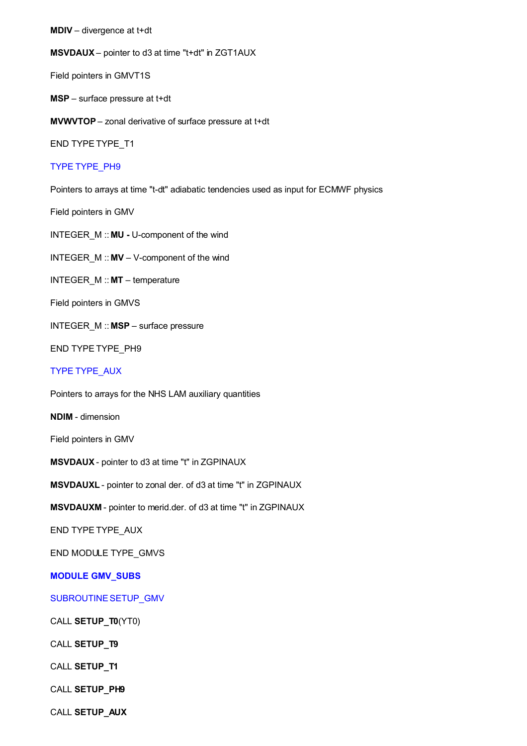**MDIV** – divergence at t+dt

**MSVDAUX** – pointer to d3 at time "t+dt" in ZGT1AUX

Field pointers in GMVT1S

**MSP** – surface pressure at t+dt

**MVWVTOP** – zonal derivative of surface pressure at t+dt

END TYPE TYPE_T1

TYPE TYPE_PH9

Pointers to arrays at time "t-dt" adiabatic tendencies used as input for ECMWF physics

Field pointers in GMV

INTEGER_M :: **MU -** U-component of the wind

INTEGER_M :: **MV** – V-component of the wind

INTEGER_M :: **MT** – temperature

Field pointers in GMVS

INTEGER_M :: **MSP** – surface pressure

END TYPE TYPE_PH9

TYPE TYPE_AUX

Pointers to arrays for the NHS LAM auxiliary quantities

**NDIM** - dimension

Field pointers in GMV

**MSVDAUX** - pointer to d3 at time "t" in ZGPINAUX

**MSVDAUXL** - pointer to zonal der. of d3 at time "t" in ZGPINAUX

**MSVDAUXM** - pointer to merid.der. of d3 at time "t" in ZGPINAUX

END TYPE TYPE_AUX

END MODULE TYPE_GMVS

**MODULE GMV_SUBS**

SUBROUTINE SETUP_GMV

CALL **SETUP_T0**(YT0)

CALL **SETUP_T9**

CALL **SETUP_T1**

CALL **SETUP_PH9**

CALL **SETUP_AUX**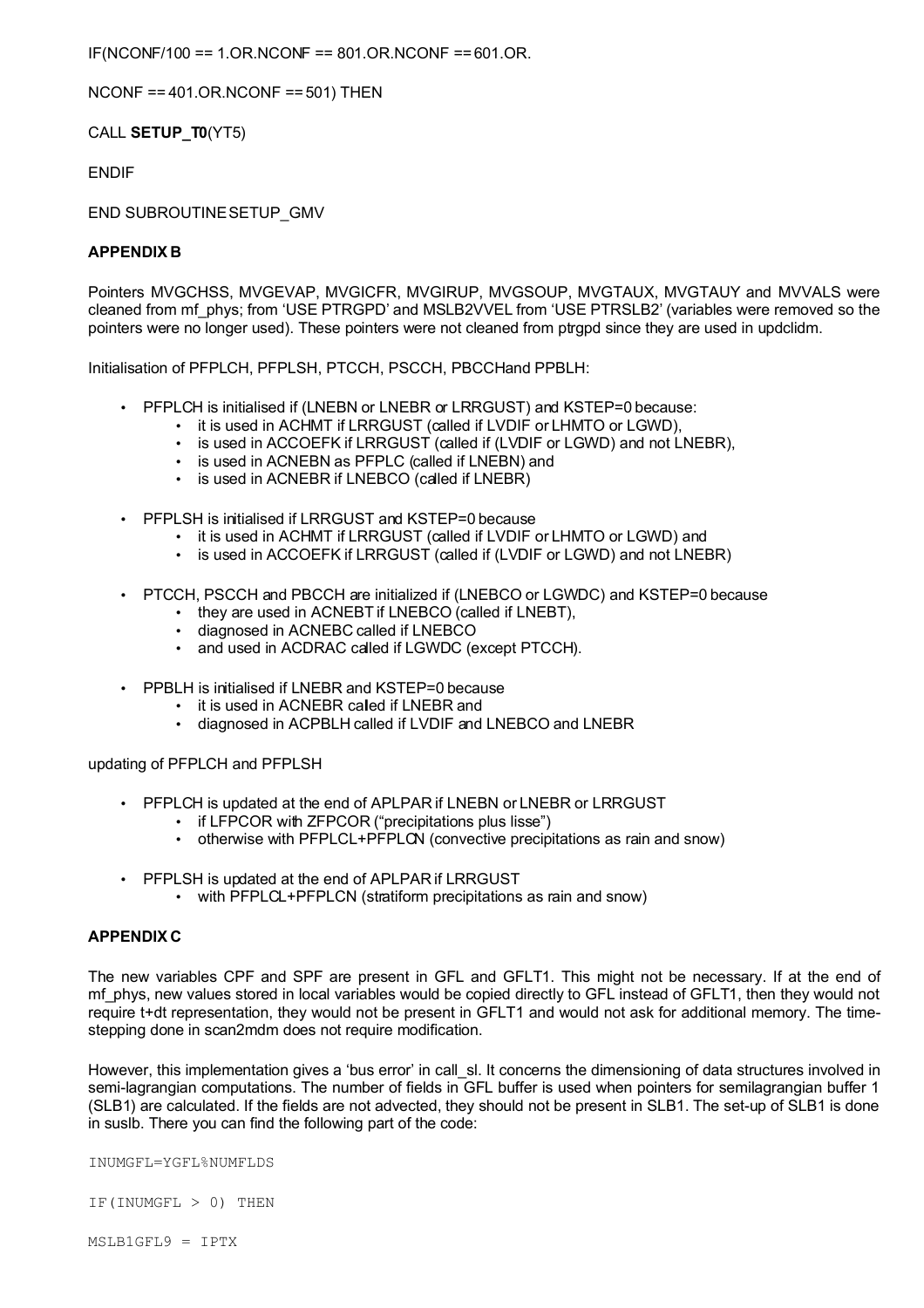IF(NCONF/100 == 1.OR.NCONF == 801.OR.NCONF == 601.OR.

NCONF == 401.OR.NCONF == 501) THEN

CALL **SETUP_T0**(YT5)

ENDIF

END SUBROUTINE SETUP_GMV

### APPENDIX B

Pointers MVGCHSS, MVGEVAP, MVGICFR, MVGIRUP, MVGSOUP, MVGTAUX, MVGTAUY and MVVALS were cleaned from mf_phys; from 'USE PTRGPD' and MSLB2VVEL from 'USE PTRSLB2' (variables were removed so the pointers were no longer used). These pointers were not cleaned from ptrgpd since they are used in updclidm.

Initialisation of PFPLCH, PFPLSH, PTCCH, PSCCH, PBCCHand PPBLH:

- PFPLCH is initialised if (LNEBN or LNEBR or LRRGUST) and KSTEP=0 because:
    - it is used in ACHMT if LRRGUST (called if (LVDIF or LHMTO or LGWD),
    - is used in ACCOEFK if LRRGUST (called if (LVDIF or LGWD) and not LNEBR),
    - is used in ACNEBN as PFPLC (called if LNEBN) and
    - is used in ACNEBR if LNEBCO (called if LNEBR)
- PFPLSH is initialised if LRRGUST and KSTEP=0 because
    - it is used in ACHMT if LRRGUST (called if (LVDIF or LHMTO or LGWD) and
    - is used in ACCOEFK if LRRGUST (called if (LVDIF or LGWD) and not LNEBR)
- PTCCH, PSCCH and PBCCH are initialized if (LNEBCO or LGWDC) and KSTEP=0 because
    - they are used in ACNEBT if LNEBCO (called if LNEBT),
    - diagnosed in ACNEBC called if LNEBCO
    - and used in ACDRAC called if LGWDC (except PTCCH).
- PPBLH is initialised if LNEBR and KSTEP=0 because
    - it is used in ACNEBR called if LNEBR and
    - diagnosed in ACPBLH called if LVDIF and LNEBCO and LNEBR

updating of PFPLCH and PFPLSH

- PFPLCH is updated at the end of APLPAR if LNEBN or LNEBR or LRRGUST
    - if LFPCOR with ZFPCOR ("precipitations plus lisse")
    - otherwise with PFPLCL+PFPLCN (convective precipitations as rain and snow)
- PFPLSH is updated at the end of APLPAR if LRRGUST
    - with PFPLCL+PFPLCN (stratiform precipitations as rain and snow)

### APPENDIX C

The new variables CPF and SPF are present in GFL and GFLT1. This might not be necessary. If at the end of mf_phys, new values stored in local variables would be copied directly to GFL instead of GFLT1, then they would not require t+dt representation, they would not be present in GFLT1 and would not ask for additional memory. The time-stepping done in scan2mdm does not require modification.

However, this implementation gives a 'bus error' in call_sl. It concerns the dimensioning of data structures involved in semi-lagrangian computations. The number of fields in GFL buffer is used when pointers for semilagrangian buffer 1 (SLB1) are calculated. If the fields are not advected, they should not be present in SLB1. The set-up of SLB1 is done in suslb. There you can find the following part of the code:

```
INUMGFL=YGFL%NUMFLDS

IF(INUMGFL > 0) THEN

MSLB1GFL9 = IPTX
```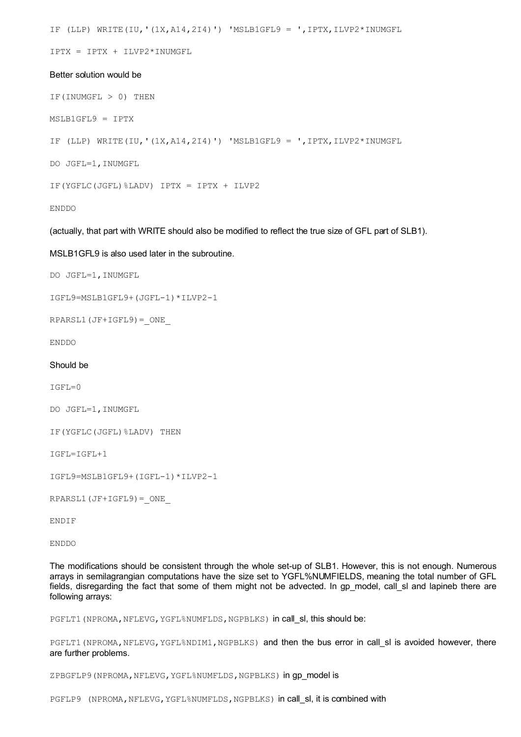```
IF (LLP) WRITE(IU,'(1X,A14,2I4)') 'MSLB1GFL9 = ',IPTX,ILVP2*INUMGFL

IPTX = IPTX + ILVP2*INUMGFL
```

Better solution would be

```
IF(INUMGFL > 0) THEN

MSLB1GFL9 = IPTX

IF (LLP) WRITE(IU,'(1X,A14,2I4)') 'MSLB1GFL9 = ',IPTX,ILVP2*INUMGFL

DO JGFL=1,INUMGFL

IF(YGFLC(JGFL)%LADV) IPTX = IPTX + ILVP2

ENDDO
```

(actually, that part with WRITE should also be modified to reflect the true size of GFL part of SLB1).

MSLB1GFL9 is also used later in the subroutine.

```
DO JGFL=1,INUMGFL

IGFL9=MSLB1GFL9+(JGFL-1)*ILVP2-1

RPARSL1(JF+IGFL9)=_ONE_

ENDDO
```

Should be

```
IGFL=0

DO JGFL=1,INUMGFL

IF(YGFLC(JGFL)%LADV) THEN

IGFL=IGFL+1

IGFL9=MSLB1GFL9+(IGFL-1)*ILVP2-1

RPARSL1(JF+IGFL9)=_ONE_

ENDIF

ENDDO
```

The modifications should be consistent through the whole set-up of SLB1. However, this is not enough. Numerous arrays in semilagrangian computations have the size set to YGFL%NUMFIELDS, meaning the total number of GFL fields, disregarding the fact that some of them might not be advected. In gp_model, call_sl and lapineb there are following arrays:

`PGFLT1(NPROMA,NFLEVG,YGFL%NUMFLDS,NGPBLKS)` in call_sl, this should be:

`PGFLT1(NPROMA,NFLEVG,YGFL%NDIM1,NGPBLKS)` and then the bus error in call_sl is avoided however, there are further problems.

`ZPBGFLP9(NPROMA,NFLEVG,YGFL%NUMFLDS,NGPBLKS)` in gp_model is

`PGFLP9 (NPROMA,NFLEVG,YGFL%NUMFLDS,NGPBLKS)` in call_sl, it is combined with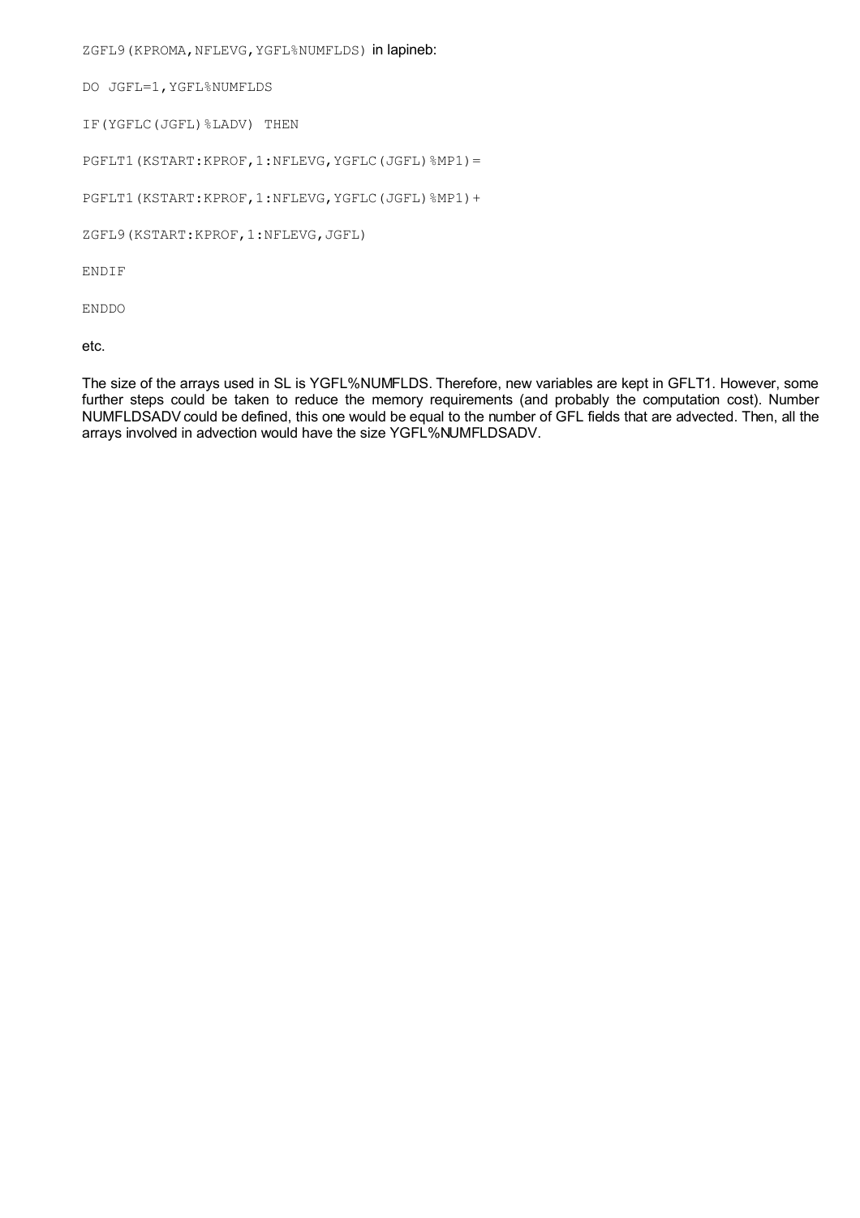`ZGFL9(KPROMA,NFLEVG,YGFL%NUMFLDS)` in lapineb:

```
DO JGFL=1,YGFL%NUMFLDS

IF(YGFLC(JGFL)%LADV) THEN

PGFLT1(KSTART:KPROF,1:NFLEVG,YGFLC(JGFL)%MP1)=

PGFLT1(KSTART:KPROF,1:NFLEVG,YGFLC(JGFL)%MP1)+

ZGFL9(KSTART:KPROF,1:NFLEVG,JGFL)

ENDIF

ENDDO
```

etc.

The size of the arrays used in SL is YGFL%NUMFLDS. Therefore, new variables are kept in GFLT1. However, some further steps could be taken to reduce the memory requirements (and probably the computation cost). Number NUMFLDSADV could be defined, this one would be equal to the number of GFL fields that are advected. Then, all the arrays involved in advection would have the size YGFL%NUMFLDSADV.